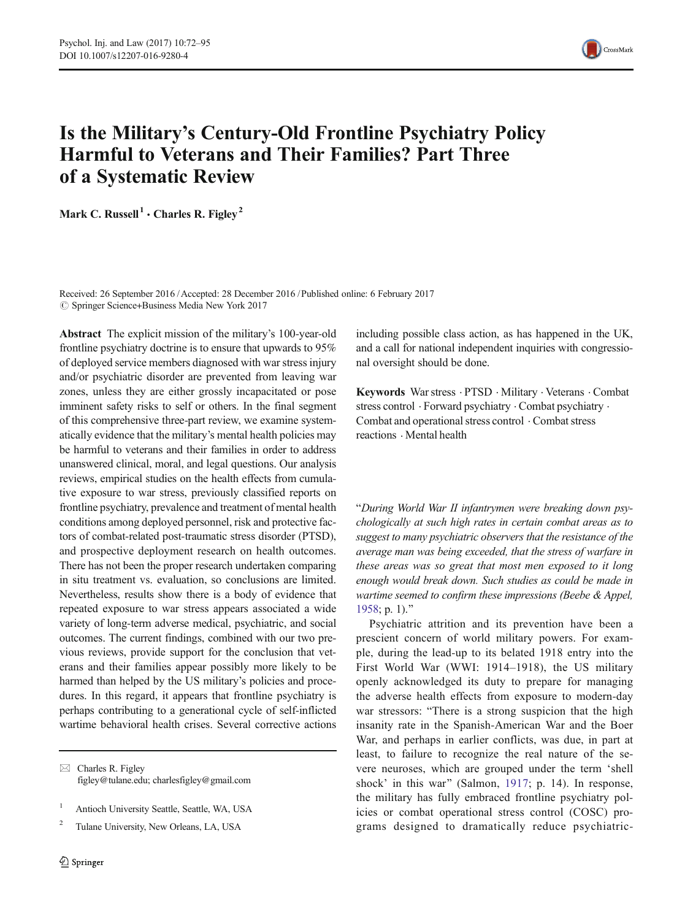# Is the Military's Century-Old Frontline Psychiatry Policy Harmful to Veterans and Their Families? Part Three of a Systematic Review

**Mark C. Russell**[1] **· Charles R. Figley**[2]

Received: 26 September 2016 / Accepted: 28 December 2016 / Published online: 6 February 2017
© Springer Science+Business Media New York 2017

**Abstract** The explicit mission of the military's 100-year-old frontline psychiatry doctrine is to ensure that upwards to 95% of deployed service members diagnosed with war stress injury and/or psychiatric disorder are prevented from leaving war zones, unless they are either grossly incapacitated or pose imminent safety risks to self or others. In the final segment of this comprehensive three-part review, we examine systematically evidence that the military's mental health policies may be harmful to veterans and their families in order to address unanswered clinical, moral, and legal questions. Our analysis reviews, empirical studies on the health effects from cumulative exposure to war stress, previously classified reports on frontline psychiatry, prevalence and treatment of mental health conditions among deployed personnel, risk and protective factors of combat-related post-traumatic stress disorder (PTSD), and prospective deployment research on health outcomes. There has not been the proper research undertaken comparing in situ treatment vs. evaluation, so conclusions are limited. Nevertheless, results show there is a body of evidence that repeated exposure to war stress appears associated a wide variety of long-term adverse medical, psychiatric, and social outcomes. The current findings, combined with our two previous reviews, provide support for the conclusion that veterans and their families appear possibly more likely to be harmed than helped by the US military's policies and procedures. In this regard, it appears that frontline psychiatry is perhaps contributing to a generational cycle of self-inflicted wartime behavioral health crises. Several corrective actions including possible class action, as has happened in the UK, and a call for national independent inquiries with congressional oversight should be done.

**Keywords** War stress · PTSD · Military · Veterans · Combat stress control · Forward psychiatry · Combat psychiatry · Combat and operational stress control · Combat stress reactions · Mental health

✉ Charles R. Figley
figley@tulane.edu; charlesfigley@gmail.com

[1] Antioch University Seattle, Seattle, WA, USA

[2] Tulane University, New Orleans, LA, USA

"*During World War II infantrymen were breaking down psychologically at such high rates in certain combat areas as to suggest to many psychiatric observers that the resistance of the average man was being exceeded, that the stress of warfare in these areas was so great that most men exposed to it long enough would break down. Such studies as could be made in wartime seemed to confirm these impressions (Beebe & Appel, 1958; p. 1).*"

Psychiatric attrition and its prevention have been a prescient concern of world military powers. For example, during the lead-up to its belated 1918 entry into the First World War (WWI: 1914–1918), the US military openly acknowledged its duty to prepare for managing the adverse health effects from exposure to modern-day war stressors: "There is a strong suspicion that the high insanity rate in the Spanish-American War and the Boer War, and perhaps in earlier conflicts, was due, in part at least, to failure to recognize the real nature of the severe neuroses, which are grouped under the term 'shell shock' in this war" (Salmon, 1917; p. 14). In response, the military has fully embraced frontline psychiatry policies or combat operational stress control (COSC) programs designed to dramatically reduce psychiatric-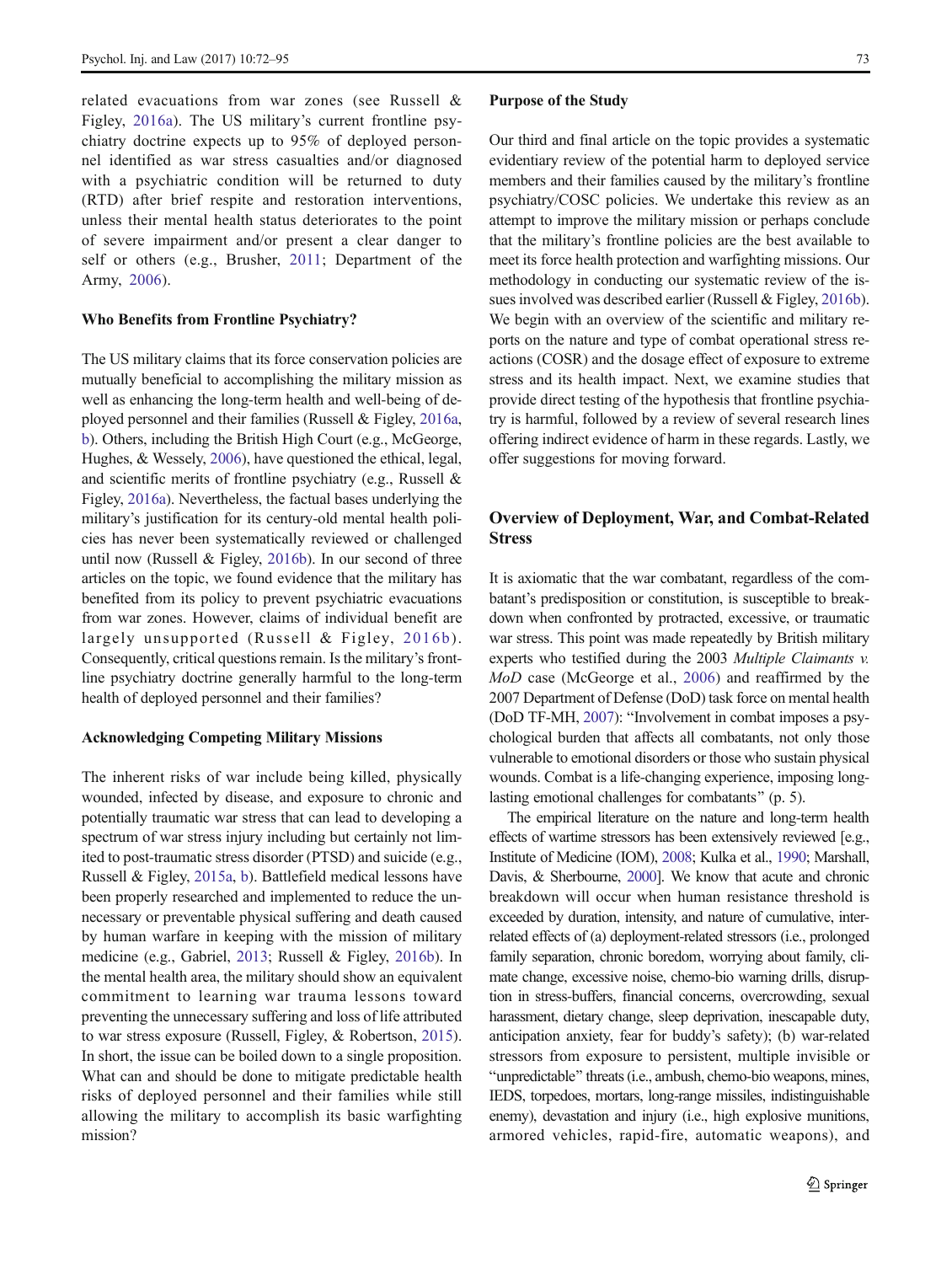related evacuations from war zones (see Russell & Figley, 2016a). The US military's current frontline psychiatry doctrine expects up to 95% of deployed personnel identified as war stress casualties and/or diagnosed with a psychiatric condition will be returned to duty (RTD) after brief respite and restoration interventions, unless their mental health status deteriorates to the point of severe impairment and/or present a clear danger to self or others (e.g., Brusher, 2011; Department of the Army, 2006).

### Who Benefits from Frontline Psychiatry?

The US military claims that its force conservation policies are mutually beneficial to accomplishing the military mission as well as enhancing the long-term health and well-being of deployed personnel and their families (Russell & Figley, 2016a, b). Others, including the British High Court (e.g., McGeorge, Hughes, & Wessely, 2006), have questioned the ethical, legal, and scientific merits of frontline psychiatry (e.g., Russell & Figley, 2016a). Nevertheless, the factual bases underlying the military's justification for its century-old mental health policies has never been systematically reviewed or challenged until now (Russell & Figley, 2016b). In our second of three articles on the topic, we found evidence that the military has benefited from its policy to prevent psychiatric evacuations from war zones. However, claims of individual benefit are largely unsupported (Russell & Figley, 2016b). Consequently, critical questions remain. Is the military's frontline psychiatry doctrine generally harmful to the long-term health of deployed personnel and their families?

### Acknowledging Competing Military Missions

The inherent risks of war include being killed, physically wounded, infected by disease, and exposure to chronic and potentially traumatic war stress that can lead to developing a spectrum of war stress injury including but certainly not limited to post-traumatic stress disorder (PTSD) and suicide (e.g., Russell & Figley, 2015a, b). Battlefield medical lessons have been properly researched and implemented to reduce the unnecessary or preventable physical suffering and death caused by human warfare in keeping with the mission of military medicine (e.g., Gabriel, 2013; Russell & Figley, 2016b). In the mental health area, the military should show an equivalent commitment to learning war trauma lessons toward preventing the unnecessary suffering and loss of life attributed to war stress exposure (Russell, Figley, & Robertson, 2015). In short, the issue can be boiled down to a single proposition. What can and should be done to mitigate predictable health risks of deployed personnel and their families while still allowing the military to accomplish its basic warfighting mission?

### Purpose of the Study

Our third and final article on the topic provides a systematic evidentiary review of the potential harm to deployed service members and their families caused by the military's frontline psychiatry/COSC policies. We undertake this review as an attempt to improve the military mission or perhaps conclude that the military's frontline policies are the best available to meet its force health protection and warfighting missions. Our methodology in conducting our systematic review of the issues involved was described earlier (Russell & Figley, 2016b). We begin with an overview of the scientific and military reports on the nature and type of combat operational stress reactions (COSR) and the dosage effect of exposure to extreme stress and its health impact. Next, we examine studies that provide direct testing of the hypothesis that frontline psychiatry is harmful, followed by a review of several research lines offering indirect evidence of harm in these regards. Lastly, we offer suggestions for moving forward.

## Overview of Deployment, War, and Combat-Related Stress

It is axiomatic that the war combatant, regardless of the combatant's predisposition or constitution, is susceptible to breakdown when confronted by protracted, excessive, or traumatic war stress. This point was made repeatedly by British military experts who testified during the 2003 *Multiple Claimants v. MoD* case (McGeorge et al., 2006) and reaffirmed by the 2007 Department of Defense (DoD) task force on mental health (DoD TF-MH, 2007): "Involvement in combat imposes a psychological burden that affects all combatants, not only those vulnerable to emotional disorders or those who sustain physical wounds. Combat is a life-changing experience, imposing long-lasting emotional challenges for combatants" (p. 5).

The empirical literature on the nature and long-term health effects of wartime stressors has been extensively reviewed [e.g., Institute of Medicine (IOM), 2008; Kulka et al., 1990; Marshall, Davis, & Sherbourne, 2000]. We know that acute and chronic breakdown will occur when human resistance threshold is exceeded by duration, intensity, and nature of cumulative, interrelated effects of (a) deployment-related stressors (i.e., prolonged family separation, chronic boredom, worrying about family, climate change, excessive noise, chemo-bio warning drills, disruption in stress-buffers, financial concerns, overcrowding, sexual harassment, dietary change, sleep deprivation, inescapable duty, anticipation anxiety, fear for buddy's safety); (b) war-related stressors from exposure to persistent, multiple invisible or "unpredictable" threats (i.e., ambush, chemo-bio weapons, mines, IEDS, torpedoes, mortars, long-range missiles, indistinguishable enemy), devastation and injury (i.e., high explosive munitions, armored vehicles, rapid-fire, automatic weapons), and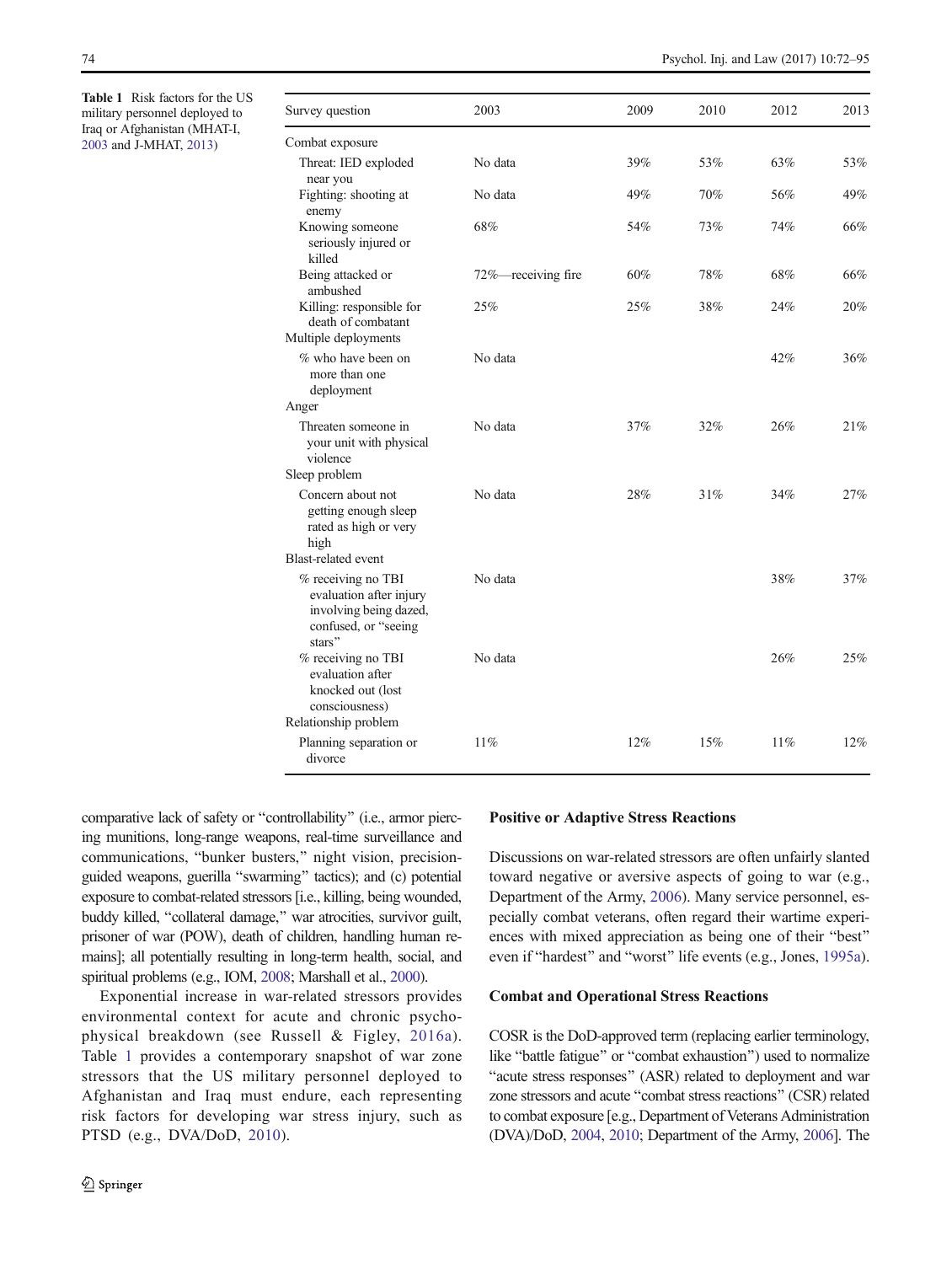**Table 1** Risk factors for the US military personnel deployed to Iraq or Afghanistan (MHAT-I, 2003 and J-MHAT, 2013)

| Survey question | 2003 | 2009 | 2010 | 2012 | 2013 |
|---|---|---|---|---|---|
| Combat exposure | | | | | |
| Threat: IED exploded near you | No data | 39% | 53% | 63% | 53% |
| Fighting: shooting at enemy | No data | 49% | 70% | 56% | 49% |
| Knowing someone seriously injured or killed | 68% | 54% | 73% | 74% | 66% |
| Being attacked or ambushed | 72%—receiving fire | 60% | 78% | 68% | 66% |
| Killing: responsible for death of combatant | 25% | 25% | 38% | 24% | 20% |
| Multiple deployments | | | | | |
| % who have been on more than one deployment | No data | | | 42% | 36% |
| Anger | | | | | |
| Threaten someone in your unit with physical violence | No data | 37% | 32% | 26% | 21% |
| Sleep problem | | | | | |
| Concern about not getting enough sleep rated as high or very high | No data | 28% | 31% | 34% | 27% |
| Blast-related event | | | | | |
| % receiving no TBI evaluation after injury involving being dazed, confused, or "seeing stars" | No data | | | 38% | 37% |
| % receiving no TBI evaluation after knocked out (lost consciousness) | No data | | | 26% | 25% |
| Relationship problem | | | | | |
| Planning separation or divorce | 11% | 12% | 15% | 11% | 12% |

comparative lack of safety or "controllability" (i.e., armor piercing munitions, long-range weapons, real-time surveillance and communications, "bunker busters," night vision, precision-guided weapons, guerilla "swarming" tactics); and (c) potential exposure to combat-related stressors [i.e., killing, being wounded, buddy killed, "collateral damage," war atrocities, survivor guilt, prisoner of war (POW), death of children, handling human remains]; all potentially resulting in long-term health, social, and spiritual problems (e.g., IOM, 2008; Marshall et al., 2000).

Exponential increase in war-related stressors provides environmental context for acute and chronic psychophysical breakdown (see Russell & Figley, 2016a). Table 1 provides a contemporary snapshot of war zone stressors that the US military personnel deployed to Afghanistan and Iraq must endure, each representing risk factors for developing war stress injury, such as PTSD (e.g., DVA/DoD, 2010).

### Positive or Adaptive Stress Reactions

Discussions on war-related stressors are often unfairly slanted toward negative or aversive aspects of going to war (e.g., Department of the Army, 2006). Many service personnel, especially combat veterans, often regard their wartime experiences with mixed appreciation as being one of their "best" even if "hardest" and "worst" life events (e.g., Jones, 1995a).

### Combat and Operational Stress Reactions

COSR is the DoD-approved term (replacing earlier terminology, like "battle fatigue" or "combat exhaustion") used to normalize "acute stress responses" (ASR) related to deployment and war zone stressors and acute "combat stress reactions" (CSR) related to combat exposure [e.g., Department of Veterans Administration (DVA)/DoD, 2004, 2010; Department of the Army, 2006]. The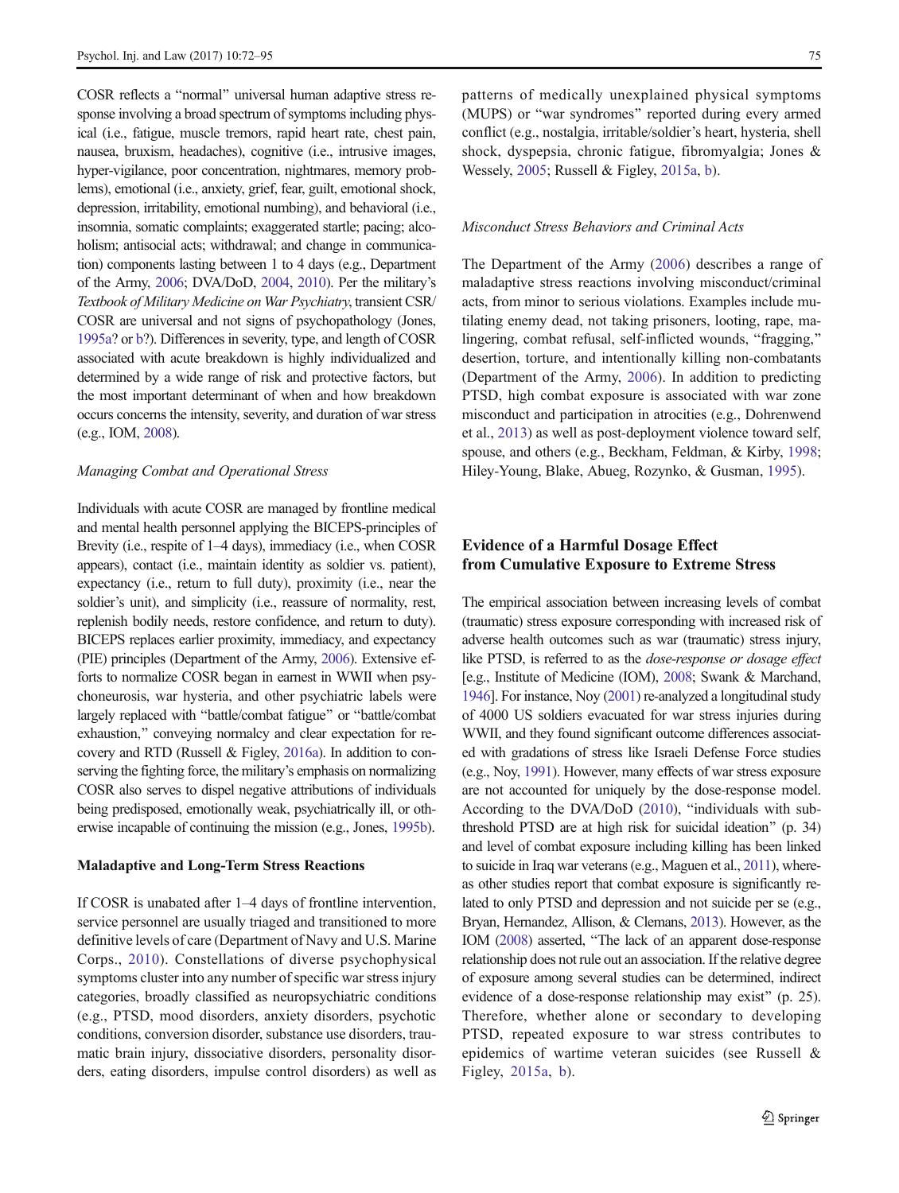COSR reflects a "normal" universal human adaptive stress response involving a broad spectrum of symptoms including physical (i.e., fatigue, muscle tremors, rapid heart rate, chest pain, nausea, bruxism, headaches), cognitive (i.e., intrusive images, hyper-vigilance, poor concentration, nightmares, memory problems), emotional (i.e., anxiety, grief, fear, guilt, emotional shock, depression, irritability, emotional numbing), and behavioral (i.e., insomnia, somatic complaints; exaggerated startle; pacing; alcoholism; antisocial acts; withdrawal; and change in communication) components lasting between 1 to 4 days (e.g., Department of the Army, 2006; DVA/DoD, 2004, 2010). Per the military's *Textbook of Military Medicine on War Psychiatry*, transient CSR/COSR are universal and not signs of psychopathology (Jones, 1995a? or b?). Differences in severity, type, and length of COSR associated with acute breakdown is highly individualized and determined by a wide range of risk and protective factors, but the most important determinant of when and how breakdown occurs concerns the intensity, severity, and duration of war stress (e.g., IOM, 2008).

### *Managing Combat and Operational Stress*

Individuals with acute COSR are managed by frontline medical and mental health personnel applying the BICEPS-principles of Brevity (i.e., respite of 1–4 days), immediacy (i.e., when COSR appears), contact (i.e., maintain identity as soldier vs. patient), expectancy (i.e., return to full duty), proximity (i.e., near the soldier's unit), and simplicity (i.e., reassure of normality, rest, replenish bodily needs, restore confidence, and return to duty). BICEPS replaces earlier proximity, immediacy, and expectancy (PIE) principles (Department of the Army, 2006). Extensive efforts to normalize COSR began in earnest in WWII when psychoneurosis, war hysteria, and other psychiatric labels were largely replaced with "battle/combat fatigue" or "battle/combat exhaustion," conveying normalcy and clear expectation for recovery and RTD (Russell & Figley, 2016a). In addition to conserving the fighting force, the military's emphasis on normalizing COSR also serves to dispel negative attributions of individuals being predisposed, emotionally weak, psychiatrically ill, or otherwise incapable of continuing the mission (e.g., Jones, 1995b).

### **Maladaptive and Long-Term Stress Reactions**

If COSR is unabated after 1–4 days of frontline intervention, service personnel are usually triaged and transitioned to more definitive levels of care (Department of Navy and U.S. Marine Corps., 2010). Constellations of diverse psychophysical symptoms cluster into any number of specific war stress injury categories, broadly classified as neuropsychiatric conditions (e.g., PTSD, mood disorders, anxiety disorders, psychotic conditions, conversion disorder, substance use disorders, traumatic brain injury, dissociative disorders, personality disorders, eating disorders, impulse control disorders) as well as patterns of medically unexplained physical symptoms (MUPS) or "war syndromes" reported during every armed conflict (e.g., nostalgia, irritable/soldier's heart, hysteria, shell shock, dyspepsia, chronic fatigue, fibromyalgia; Jones & Wessely, 2005; Russell & Figley, 2015a, b).

### *Misconduct Stress Behaviors and Criminal Acts*

The Department of the Army (2006) describes a range of maladaptive stress reactions involving misconduct/criminal acts, from minor to serious violations. Examples include mutilating enemy dead, not taking prisoners, looting, rape, malingering, combat refusal, self-inflicted wounds, "fragging," desertion, torture, and intentionally killing non-combatants (Department of the Army, 2006). In addition to predicting PTSD, high combat exposure is associated with war zone misconduct and participation in atrocities (e.g., Dohrenwend et al., 2013) as well as post-deployment violence toward self, spouse, and others (e.g., Beckham, Feldman, & Kirby, 1998; Hiley-Young, Blake, Abueg, Rozynko, & Gusman, 1995).

## **Evidence of a Harmful Dosage Effect from Cumulative Exposure to Extreme Stress**

The empirical association between increasing levels of combat (traumatic) stress exposure corresponding with increased risk of adverse health outcomes such as war (traumatic) stress injury, like PTSD, is referred to as the *dose-response or dosage effect* [e.g., Institute of Medicine (IOM), 2008; Swank & Marchand, 1946]. For instance, Noy (2001) re-analyzed a longitudinal study of 4000 US soldiers evacuated for war stress injuries during WWII, and they found significant outcome differences associated with gradations of stress like Israeli Defense Force studies (e.g., Noy, 1991). However, many effects of war stress exposure are not accounted for uniquely by the dose-response model. According to the DVA/DoD (2010), "individuals with sub-threshold PTSD are at high risk for suicidal ideation" (p. 34) and level of combat exposure including killing has been linked to suicide in Iraq war veterans (e.g., Maguen et al., 2011), whereas other studies report that combat exposure is significantly related to only PTSD and depression and not suicide per se (e.g., Bryan, Hernandez, Allison, & Clemans, 2013). However, as the IOM (2008) asserted, "The lack of an apparent dose-response relationship does not rule out an association. If the relative degree of exposure among several studies can be determined, indirect evidence of a dose-response relationship may exist" (p. 25). Therefore, whether alone or secondary to developing PTSD, repeated exposure to war stress contributes to epidemics of wartime veteran suicides (see Russell & Figley, 2015a, b).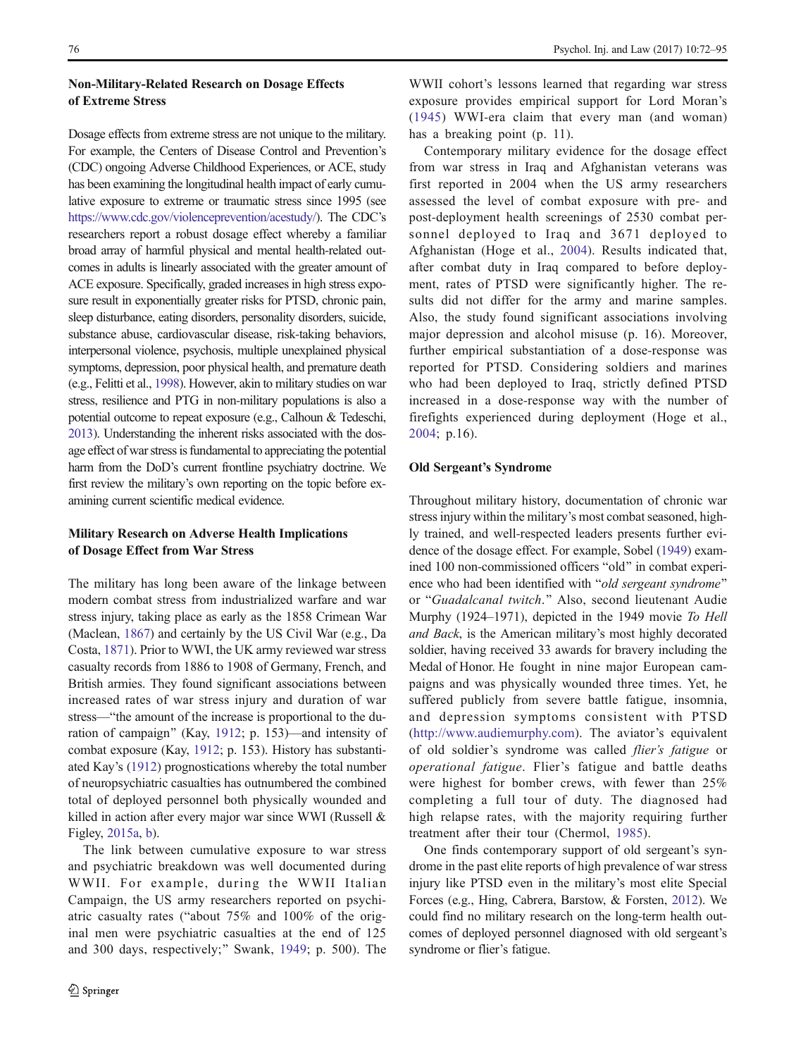### Non-Military-Related Research on Dosage Effects of Extreme Stress

Dosage effects from extreme stress are not unique to the military. For example, the Centers of Disease Control and Prevention's (CDC) ongoing Adverse Childhood Experiences, or ACE, study has been examining the longitudinal health impact of early cumulative exposure to extreme or traumatic stress since 1995 (see https://www.cdc.gov/violenceprevention/acestudy/). The CDC's researchers report a robust dosage effect whereby a familiar broad array of harmful physical and mental health-related outcomes in adults is linearly associated with the greater amount of ACE exposure. Specifically, graded increases in high stress exposure result in exponentially greater risks for PTSD, chronic pain, sleep disturbance, eating disorders, personality disorders, suicide, substance abuse, cardiovascular disease, risk-taking behaviors, interpersonal violence, psychosis, multiple unexplained physical symptoms, depression, poor physical health, and premature death (e.g., Felitti et al., 1998). However, akin to military studies on war stress, resilience and PTG in non-military populations is also a potential outcome to repeat exposure (e.g., Calhoun & Tedeschi, 2013). Understanding the inherent risks associated with the dosage effect of war stress is fundamental to appreciating the potential harm from the DoD's current frontline psychiatry doctrine. We first review the military's own reporting on the topic before examining current scientific medical evidence.

### Military Research on Adverse Health Implications of Dosage Effect from War Stress

The military has long been aware of the linkage between modern combat stress from industrialized warfare and war stress injury, taking place as early as the 1858 Crimean War (Maclean, 1867) and certainly by the US Civil War (e.g., Da Costa, 1871). Prior to WWI, the UK army reviewed war stress casualty records from 1886 to 1908 of Germany, French, and British armies. They found significant associations between increased rates of war stress injury and duration of war stress—"the amount of the increase is proportional to the duration of campaign" (Kay, 1912; p. 153)—and intensity of combat exposure (Kay, 1912; p. 153). History has substantiated Kay's (1912) prognostications whereby the total number of neuropsychiatric casualties has outnumbered the combined total of deployed personnel both physically wounded and killed in action after every major war since WWI (Russell & Figley, 2015a, b).

The link between cumulative exposure to war stress and psychiatric breakdown was well documented during WWII. For example, during the WWII Italian Campaign, the US army researchers reported on psychiatric casualty rates ("about 75% and 100% of the original men were psychiatric casualties at the end of 125 and 300 days, respectively;" Swank, 1949; p. 500). The WWII cohort's lessons learned that regarding war stress exposure provides empirical support for Lord Moran's (1945) WWI-era claim that every man (and woman) has a breaking point (p. 11).

Contemporary military evidence for the dosage effect from war stress in Iraq and Afghanistan veterans was first reported in 2004 when the US army researchers assessed the level of combat exposure with pre- and post-deployment health screenings of 2530 combat personnel deployed to Iraq and 3671 deployed to Afghanistan (Hoge et al., 2004). Results indicated that, after combat duty in Iraq compared to before deployment, rates of PTSD were significantly higher. The results did not differ for the army and marine samples. Also, the study found significant associations involving major depression and alcohol misuse (p. 16). Moreover, further empirical substantiation of a dose-response was reported for PTSD. Considering soldiers and marines who had been deployed to Iraq, strictly defined PTSD increased in a dose-response way with the number of firefights experienced during deployment (Hoge et al., 2004; p.16).

### Old Sergeant's Syndrome

Throughout military history, documentation of chronic war stress injury within the military's most combat seasoned, highly trained, and well-respected leaders presents further evidence of the dosage effect. For example, Sobel (1949) examined 100 non-commissioned officers "old" in combat experience who had been identified with "*old sergeant syndrome*" or "*Guadalcanal twitch*." Also, second lieutenant Audie Murphy (1924–1971), depicted in the 1949 movie *To Hell and Back*, is the American military's most highly decorated soldier, having received 33 awards for bravery including the Medal of Honor. He fought in nine major European campaigns and was physically wounded three times. Yet, he suffered publicly from severe battle fatigue, insomnia, and depression symptoms consistent with PTSD (http://www.audiemurphy.com). The aviator's equivalent of old soldier's syndrome was called *flier's fatigue* or *operational fatigue*. Flier's fatigue and battle deaths were highest for bomber crews, with fewer than 25% completing a full tour of duty. The diagnosed had high relapse rates, with the majority requiring further treatment after their tour (Chermol, 1985).

One finds contemporary support of old sergeant's syndrome in the past elite reports of high prevalence of war stress injury like PTSD even in the military's most elite Special Forces (e.g., Hing, Cabrera, Barstow, & Forsten, 2012). We could find no military research on the long-term health outcomes of deployed personnel diagnosed with old sergeant's syndrome or flier's fatigue.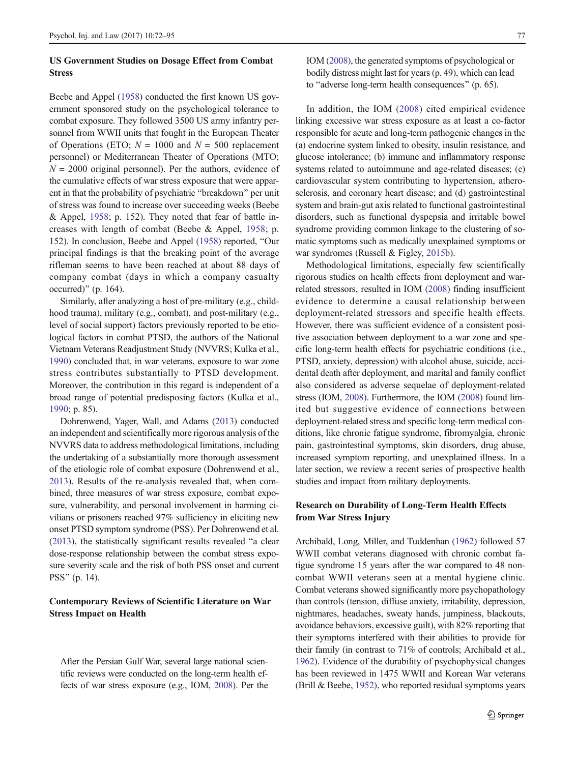### US Government Studies on Dosage Effect from Combat Stress

Beebe and Appel (1958) conducted the first known US government sponsored study on the psychological tolerance to combat exposure. They followed 3500 US army infantry personnel from WWII units that fought in the European Theater of Operations (ETO; $N = 1000$ and $N = 500$ replacement personnel) or Mediterranean Theater of Operations (MTO; $N = 2000$ original personnel). Per the authors, evidence of the cumulative effects of war stress exposure that were apparent in that the probability of psychiatric "breakdown" per unit of stress was found to increase over succeeding weeks (Beebe & Appel, 1958; p. 152). They noted that fear of battle increases with length of combat (Beebe & Appel, 1958; p. 152). In conclusion, Beebe and Appel (1958) reported, "Our principal findings is that the breaking point of the average rifleman seems to have been reached at about 88 days of company combat (days in which a company casualty occurred)" (p. 164).

Similarly, after analyzing a host of pre-military (e.g., childhood trauma), military (e.g., combat), and post-military (e.g., level of social support) factors previously reported to be etiological factors in combat PTSD, the authors of the National Vietnam Veterans Readjustment Study (NVVRS; Kulka et al., 1990) concluded that, in war veterans, exposure to war zone stress contributes substantially to PTSD development. Moreover, the contribution in this regard is independent of a broad range of potential predisposing factors (Kulka et al., 1990; p. 85).

Dohrenwend, Yager, Wall, and Adams (2013) conducted an independent and scientifically more rigorous analysis of the NVVRS data to address methodological limitations, including the undertaking of a substantially more thorough assessment of the etiologic role of combat exposure (Dohrenwend et al., 2013). Results of the re-analysis revealed that, when combined, three measures of war stress exposure, combat exposure, vulnerability, and personal involvement in harming civilians or prisoners reached 97% sufficiency in eliciting new onset PTSD symptom syndrome (PSS). Per Dohrenwend et al. (2013), the statistically significant results revealed "a clear dose-response relationship between the combat stress exposure severity scale and the risk of both PSS onset and current PSS" (p. 14).

### Contemporary Reviews of Scientific Literature on War Stress Impact on Health

After the Persian Gulf War, several large national scientific reviews were conducted on the long-term health effects of war stress exposure (e.g., IOM, 2008). Per the IOM (2008), the generated symptoms of psychological or bodily distress might last for years (p. 49), which can lead to "adverse long-term health consequences" (p. 65).

In addition, the IOM (2008) cited empirical evidence linking excessive war stress exposure as at least a co-factor responsible for acute and long-term pathogenic changes in the (a) endocrine system linked to obesity, insulin resistance, and glucose intolerance; (b) immune and inflammatory response systems related to autoimmune and age-related diseases; (c) cardiovascular system contributing to hypertension, atherosclerosis, and coronary heart disease; and (d) gastrointestinal system and brain-gut axis related to functional gastrointestinal disorders, such as functional dyspepsia and irritable bowel syndrome providing common linkage to the clustering of somatic symptoms such as medically unexplained symptoms or war syndromes (Russell & Figley, 2015b).

Methodological limitations, especially few scientifically rigorous studies on health effects from deployment and war-related stressors, resulted in IOM (2008) finding insufficient evidence to determine a causal relationship between deployment-related stressors and specific health effects. However, there was sufficient evidence of a consistent positive association between deployment to a war zone and specific long-term health effects for psychiatric conditions (i.e., PTSD, anxiety, depression) with alcohol abuse, suicide, accidental death after deployment, and marital and family conflict also considered as adverse sequelae of deployment-related stress (IOM, 2008). Furthermore, the IOM (2008) found limited but suggestive evidence of connections between deployment-related stress and specific long-term medical conditions, like chronic fatigue syndrome, fibromyalgia, chronic pain, gastrointestinal symptoms, skin disorders, drug abuse, increased symptom reporting, and unexplained illness. In a later section, we review a recent series of prospective health studies and impact from military deployments.

### Research on Durability of Long-Term Health Effects from War Stress Injury

Archibald, Long, Miller, and Tuddenhan (1962) followed 57 WWII combat veterans diagnosed with chronic combat fatigue syndrome 15 years after the war compared to 48 non-combat WWII veterans seen at a mental hygiene clinic. Combat veterans showed significantly more psychopathology than controls (tension, diffuse anxiety, irritability, depression, nightmares, headaches, sweaty hands, jumpiness, blackouts, avoidance behaviors, excessive guilt), with 82% reporting that their symptoms interfered with their abilities to provide for their family (in contrast to 71% of controls; Archibald et al., 1962). Evidence of the durability of psychophysical changes has been reviewed in 1475 WWII and Korean War veterans (Brill & Beebe, 1952), who reported residual symptoms years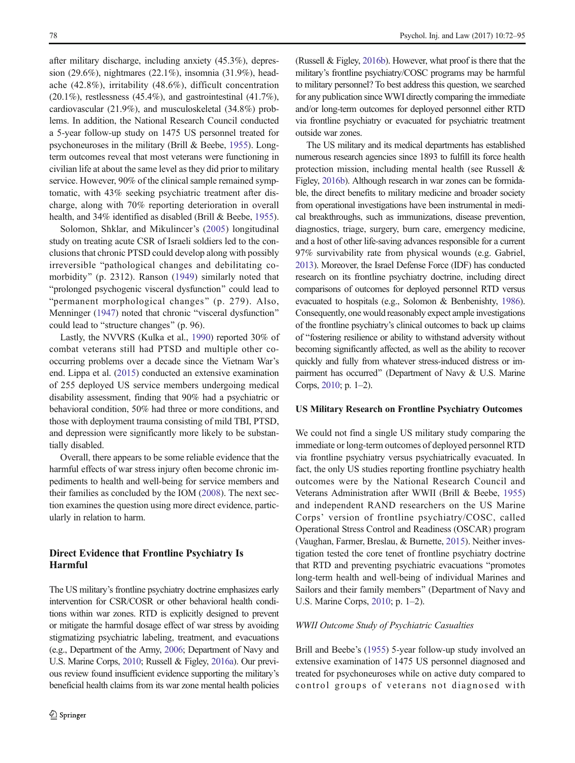after military discharge, including anxiety (45.3%), depression (29.6%), nightmares (22.1%), insomnia (31.9%), headache (42.8%), irritability (48.6%), difficult concentration (20.1%), restlessness (45.4%), and gastrointestinal (41.7%), cardiovascular (21.9%), and musculoskeletal (34.8%) problems. In addition, the National Research Council conducted a 5-year follow-up study on 1475 US personnel treated for psychoneuroses in the military (Brill & Beebe, 1955). Long-term outcomes reveal that most veterans were functioning in civilian life at about the same level as they did prior to military service. However, 90% of the clinical sample remained symptomatic, with 43% seeking psychiatric treatment after discharge, along with 70% reporting deterioration in overall health, and 34% identified as disabled (Brill & Beebe, 1955).

Solomon, Shklar, and Mikulincer's (2005) longitudinal study on treating acute CSR of Israeli soldiers led to the conclusions that chronic PTSD could develop along with possibly irreversible "pathological changes and debilitating comorbidity" (p. 2312). Ranson (1949) similarly noted that "prolonged psychogenic visceral dysfunction" could lead to "permanent morphological changes" (p. 279). Also, Menninger (1947) noted that chronic "visceral dysfunction" could lead to "structure changes" (p. 96).

Lastly, the NVVRS (Kulka et al., 1990) reported 30% of combat veterans still had PTSD and multiple other co-occurring problems over a decade since the Vietnam War's end. Lippa et al. (2015) conducted an extensive examination of 255 deployed US service members undergoing medical disability assessment, finding that 90% had a psychiatric or behavioral condition, 50% had three or more conditions, and those with deployment trauma consisting of mild TBI, PTSD, and depression were significantly more likely to be substantially disabled.

Overall, there appears to be some reliable evidence that the harmful effects of war stress injury often become chronic impediments to health and well-being for service members and their families as concluded by the IOM (2008). The next section examines the question using more direct evidence, particularly in relation to harm.

## Direct Evidence that Frontline Psychiatry Is Harmful

The US military's frontline psychiatry doctrine emphasizes early intervention for CSR/COSR or other behavioral health conditions within war zones. RTD is explicitly designed to prevent or mitigate the harmful dosage effect of war stress by avoiding stigmatizing psychiatric labeling, treatment, and evacuations (e.g., Department of the Army, 2006; Department of Navy and U.S. Marine Corps, 2010; Russell & Figley, 2016a). Our previous review found insufficient evidence supporting the military's beneficial health claims from its war zone mental health policies (Russell & Figley, 2016b). However, what proof is there that the military's frontline psychiatry/COSC programs may be harmful to military personnel? To best address this question, we searched for any publication since WWI directly comparing the immediate and/or long-term outcomes for deployed personnel either RTD via frontline psychiatry or evacuated for psychiatric treatment outside war zones.

The US military and its medical departments has established numerous research agencies since 1893 to fulfill its force health protection mission, including mental health (see Russell & Figley, 2016b). Although research in war zones can be formidable, the direct benefits to military medicine and broader society from operational investigations have been instrumental in medical breakthroughs, such as immunizations, disease prevention, diagnostics, triage, surgery, burn care, emergency medicine, and a host of other life-saving advances responsible for a current 97% survivability rate from physical wounds (e.g. Gabriel, 2013). Moreover, the Israel Defense Force (IDF) has conducted research on its frontline psychiatry doctrine, including direct comparisons of outcomes for deployed personnel RTD versus evacuated to hospitals (e.g., Solomon & Benbenishty, 1986). Consequently, one would reasonably expect ample investigations of the frontline psychiatry's clinical outcomes to back up claims of "fostering resilience or ability to withstand adversity without becoming significantly affected, as well as the ability to recover quickly and fully from whatever stress-induced distress or impairment has occurred" (Department of Navy & U.S. Marine Corps, 2010; p. 1–2).

### US Military Research on Frontline Psychiatry Outcomes

We could not find a single US military study comparing the immediate or long-term outcomes of deployed personnel RTD via frontline psychiatry versus psychiatrically evacuated. In fact, the only US studies reporting frontline psychiatry health outcomes were by the National Research Council and Veterans Administration after WWII (Brill & Beebe, 1955) and independent RAND researchers on the US Marine Corps' version of frontline psychiatry/COSC, called Operational Stress Control and Readiness (OSCAR) program (Vaughan, Farmer, Breslau, & Burnette, 2015). Neither investigation tested the core tenet of frontline psychiatry doctrine that RTD and preventing psychiatric evacuations "promotes long-term health and well-being of individual Marines and Sailors and their family members" (Department of Navy and U.S. Marine Corps, 2010; p. 1–2).

#### *WWII Outcome Study of Psychiatric Casualties*

Brill and Beebe's (1955) 5-year follow-up study involved an extensive examination of 1475 US personnel diagnosed and treated for psychoneuroses while on active duty compared to control groups of veterans not diagnosed with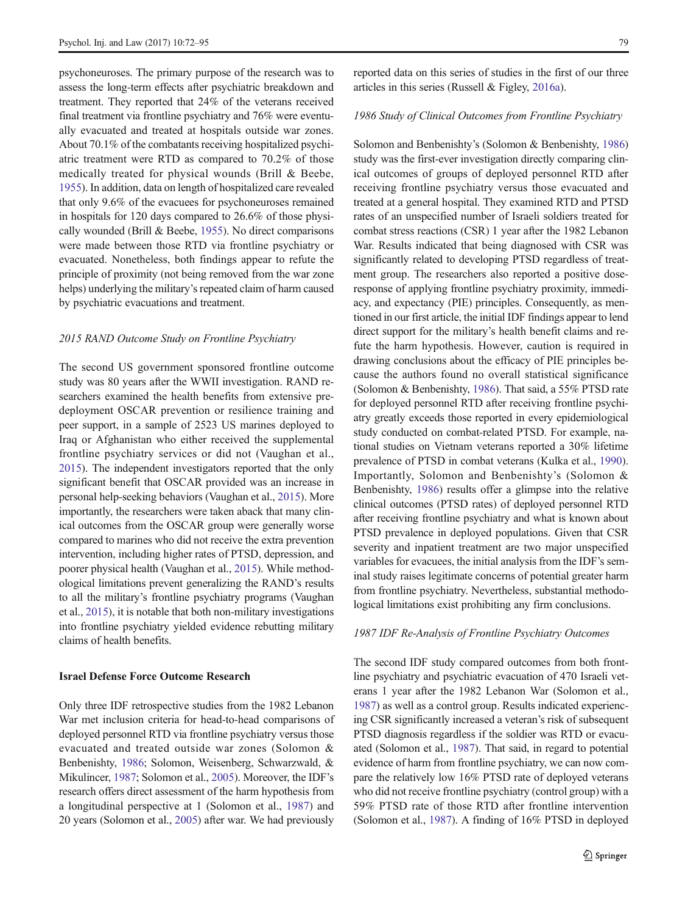psychoneuroses. The primary purpose of the research was to assess the long-term effects after psychiatric breakdown and treatment. They reported that 24% of the veterans received final treatment via frontline psychiatry and 76% were eventually evacuated and treated at hospitals outside war zones. About 70.1% of the combatants receiving hospitalized psychiatric treatment were RTD as compared to 70.2% of those medically treated for physical wounds (Brill & Beebe, 1955). In addition, data on length of hospitalized care revealed that only 9.6% of the evacuees for psychoneuroses remained in hospitals for 120 days compared to 26.6% of those physically wounded (Brill & Beebe, 1955). No direct comparisons were made between those RTD via frontline psychiatry or evacuated. Nonetheless, both findings appear to refute the principle of proximity (not being removed from the war zone helps) underlying the military's repeated claim of harm caused by psychiatric evacuations and treatment.

*2015 RAND Outcome Study on Frontline Psychiatry*

The second US government sponsored frontline outcome study was 80 years after the WWII investigation. RAND researchers examined the health benefits from extensive pre-deployment OSCAR prevention or resilience training and peer support, in a sample of 2523 US marines deployed to Iraq or Afghanistan who either received the supplemental frontline psychiatry services or did not (Vaughan et al., 2015). The independent investigators reported that the only significant benefit that OSCAR provided was an increase in personal help-seeking behaviors (Vaughan et al., 2015). More importantly, the researchers were taken aback that many clinical outcomes from the OSCAR group were generally worse compared to marines who did not receive the extra prevention intervention, including higher rates of PTSD, depression, and poorer physical health (Vaughan et al., 2015). While methodological limitations prevent generalizing the RAND's results to all the military's frontline psychiatry programs (Vaughan et al., 2015), it is notable that both non-military investigations into frontline psychiatry yielded evidence rebutting military claims of health benefits.

**Israel Defense Force Outcome Research**

Only three IDF retrospective studies from the 1982 Lebanon War met inclusion criteria for head-to-head comparisons of deployed personnel RTD via frontline psychiatry versus those evacuated and treated outside war zones (Solomon & Benbenishty, 1986; Solomon, Weisenberg, Schwarzwald, & Mikulincer, 1987; Solomon et al., 2005). Moreover, the IDF's research offers direct assessment of the harm hypothesis from a longitudinal perspective at 1 (Solomon et al., 1987) and 20 years (Solomon et al., 2005) after war. We had previously reported data on this series of studies in the first of our three articles in this series (Russell & Figley, 2016a).

*1986 Study of Clinical Outcomes from Frontline Psychiatry*

Solomon and Benbenishty's (Solomon & Benbenishty, 1986) study was the first-ever investigation directly comparing clinical outcomes of groups of deployed personnel RTD after receiving frontline psychiatry versus those evacuated and treated at a general hospital. They examined RTD and PTSD rates of an unspecified number of Israeli soldiers treated for combat stress reactions (CSR) 1 year after the 1982 Lebanon War. Results indicated that being diagnosed with CSR was significantly related to developing PTSD regardless of treatment group. The researchers also reported a positive dose-response of applying frontline psychiatry proximity, immediacy, and expectancy (PIE) principles. Consequently, as mentioned in our first article, the initial IDF findings appear to lend direct support for the military's health benefit claims and refute the harm hypothesis. However, caution is required in drawing conclusions about the efficacy of PIE principles because the authors found no overall statistical significance (Solomon & Benbenishty, 1986). That said, a 55% PTSD rate for deployed personnel RTD after receiving frontline psychiatry greatly exceeds those reported in every epidemiological study conducted on combat-related PTSD. For example, national studies on Vietnam veterans reported a 30% lifetime prevalence of PTSD in combat veterans (Kulka et al., 1990). Importantly, Solomon and Benbenishty's (Solomon & Benbenishty, 1986) results offer a glimpse into the relative clinical outcomes (PTSD rates) of deployed personnel RTD after receiving frontline psychiatry and what is known about PTSD prevalence in deployed populations. Given that CSR severity and inpatient treatment are two major unspecified variables for evacuees, the initial analysis from the IDF's seminal study raises legitimate concerns of potential greater harm from frontline psychiatry. Nevertheless, substantial methodological limitations exist prohibiting any firm conclusions.

*1987 IDF Re-Analysis of Frontline Psychiatry Outcomes*

The second IDF study compared outcomes from both frontline psychiatry and psychiatric evacuation of 470 Israeli veterans 1 year after the 1982 Lebanon War (Solomon et al., 1987) as well as a control group. Results indicated experiencing CSR significantly increased a veteran's risk of subsequent PTSD diagnosis regardless if the soldier was RTD or evacuated (Solomon et al., 1987). That said, in regard to potential evidence of harm from frontline psychiatry, we can now compare the relatively low 16% PTSD rate of deployed veterans who did not receive frontline psychiatry (control group) with a 59% PTSD rate of those RTD after frontline intervention (Solomon et al., 1987). A finding of 16% PTSD in deployed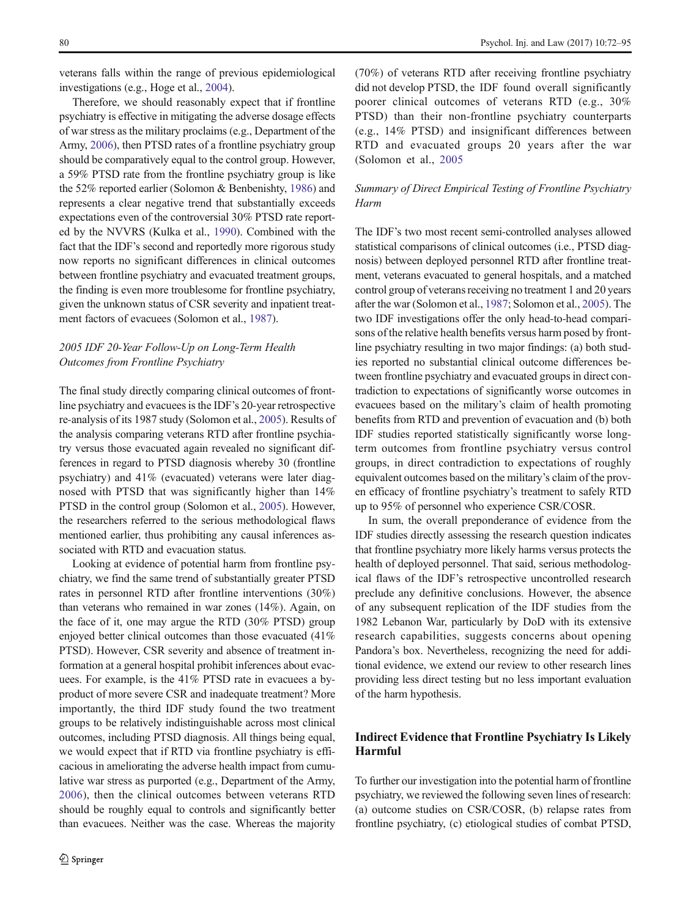veterans falls within the range of previous epidemiological investigations (e.g., Hoge et al., 2004).

Therefore, we should reasonably expect that if frontline psychiatry is effective in mitigating the adverse dosage effects of war stress as the military proclaims (e.g., Department of the Army, 2006), then PTSD rates of a frontline psychiatry group should be comparatively equal to the control group. However, a 59% PTSD rate from the frontline psychiatry group is like the 52% reported earlier (Solomon & Benbenishty, 1986) and represents a clear negative trend that substantially exceeds expectations even of the controversial 30% PTSD rate reported by the NVVRS (Kulka et al., 1990). Combined with the fact that the IDF's second and reportedly more rigorous study now reports no significant differences in clinical outcomes between frontline psychiatry and evacuated treatment groups, the finding is even more troublesome for frontline psychiatry, given the unknown status of CSR severity and inpatient treatment factors of evacuees (Solomon et al., 1987).

### *2005 IDF 20-Year Follow-Up on Long-Term Health Outcomes from Frontline Psychiatry*

The final study directly comparing clinical outcomes of frontline psychiatry and evacuees is the IDF's 20-year retrospective re-analysis of its 1987 study (Solomon et al., 2005). Results of the analysis comparing veterans RTD after frontline psychiatry versus those evacuated again revealed no significant differences in regard to PTSD diagnosis whereby 30 (frontline psychiatry) and 41% (evacuated) veterans were later diagnosed with PTSD that was significantly higher than 14% PTSD in the control group (Solomon et al., 2005). However, the researchers referred to the serious methodological flaws mentioned earlier, thus prohibiting any causal inferences associated with RTD and evacuation status.

Looking at evidence of potential harm from frontline psychiatry, we find the same trend of substantially greater PTSD rates in personnel RTD after frontline interventions (30%) than veterans who remained in war zones (14%). Again, on the face of it, one may argue the RTD (30% PTSD) group enjoyed better clinical outcomes than those evacuated (41% PTSD). However, CSR severity and absence of treatment information at a general hospital prohibit inferences about evacuees. For example, is the 41% PTSD rate in evacuees a byproduct of more severe CSR and inadequate treatment? More importantly, the third IDF study found the two treatment groups to be relatively indistinguishable across most clinical outcomes, including PTSD diagnosis. All things being equal, we would expect that if RTD via frontline psychiatry is efficacious in ameliorating the adverse health impact from cumulative war stress as purported (e.g., Department of the Army, 2006), then the clinical outcomes between veterans RTD should be roughly equal to controls and significantly better than evacuees. Neither was the case. Whereas the majority (70%) of veterans RTD after receiving frontline psychiatry did not develop PTSD, the IDF found overall significantly poorer clinical outcomes of veterans RTD (e.g., 30% PTSD) than their non-frontline psychiatry counterparts (e.g., 14% PTSD) and insignificant differences between RTD and evacuated groups 20 years after the war (Solomon et al., 2005

### *Summary of Direct Empirical Testing of Frontline Psychiatry Harm*

The IDF's two most recent semi-controlled analyses allowed statistical comparisons of clinical outcomes (i.e., PTSD diagnosis) between deployed personnel RTD after frontline treatment, veterans evacuated to general hospitals, and a matched control group of veterans receiving no treatment 1 and 20 years after the war (Solomon et al., 1987; Solomon et al., 2005). The two IDF investigations offer the only head-to-head comparisons of the relative health benefits versus harm posed by frontline psychiatry resulting in two major findings: (a) both studies reported no substantial clinical outcome differences between frontline psychiatry and evacuated groups in direct contradiction to expectations of significantly worse outcomes in evacuees based on the military's claim of health promoting benefits from RTD and prevention of evacuation and (b) both IDF studies reported statistically significantly worse long-term outcomes from frontline psychiatry versus control groups, in direct contradiction to expectations of roughly equivalent outcomes based on the military's claim of the proven efficacy of frontline psychiatry's treatment to safely RTD up to 95% of personnel who experience CSR/COSR.

In sum, the overall preponderance of evidence from the IDF studies directly assessing the research question indicates that frontline psychiatry more likely harms versus protects the health of deployed personnel. That said, serious methodological flaws of the IDF's retrospective uncontrolled research preclude any definitive conclusions. However, the absence of any subsequent replication of the IDF studies from the 1982 Lebanon War, particularly by DoD with its extensive research capabilities, suggests concerns about opening Pandora's box. Nevertheless, recognizing the need for additional evidence, we extend our review to other research lines providing less direct testing but no less important evaluation of the harm hypothesis.

## Indirect Evidence that Frontline Psychiatry Is Likely Harmful

To further our investigation into the potential harm of frontline psychiatry, we reviewed the following seven lines of research: (a) outcome studies on CSR/COSR, (b) relapse rates from frontline psychiatry, (c) etiological studies of combat PTSD,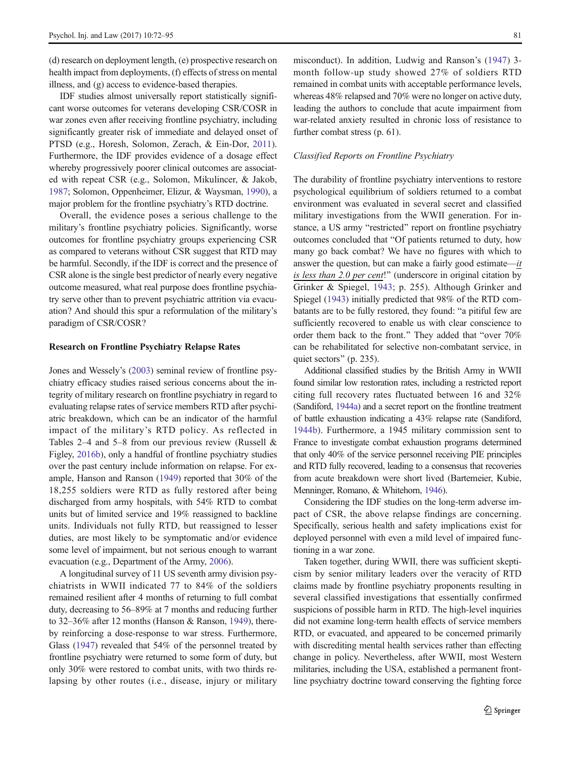(d) research on deployment length, (e) prospective research on health impact from deployments, (f) effects of stress on mental illness, and (g) access to evidence-based therapies.

IDF studies almost universally report statistically significant worse outcomes for veterans developing CSR/COSR in war zones even after receiving frontline psychiatry, including significantly greater risk of immediate and delayed onset of PTSD (e.g., Horesh, Solomon, Zerach, & Ein-Dor, 2011). Furthermore, the IDF provides evidence of a dosage effect whereby progressively poorer clinical outcomes are associated with repeat CSR (e.g., Solomon, Mikulincer, & Jakob, 1987; Solomon, Oppenheimer, Elizur, & Waysman, 1990), a major problem for the frontline psychiatry's RTD doctrine.

Overall, the evidence poses a serious challenge to the military's frontline psychiatry policies. Significantly, worse outcomes for frontline psychiatry groups experiencing CSR as compared to veterans without CSR suggest that RTD may be harmful. Secondly, if the IDF is correct and the presence of CSR alone is the single best predictor of nearly every negative outcome measured, what real purpose does frontline psychiatry serve other than to prevent psychiatric attrition via evacuation? And should this spur a reformulation of the military's paradigm of CSR/COSR?

**Research on Frontline Psychiatry Relapse Rates**

Jones and Wessely's (2003) seminal review of frontline psychiatry efficacy studies raised serious concerns about the integrity of military research on frontline psychiatry in regard to evaluating relapse rates of service members RTD after psychiatric breakdown, which can be an indicator of the harmful impact of the military's RTD policy. As reflected in Tables 2–4 and 5–8 from our previous review (Russell & Figley, 2016b), only a handful of frontline psychiatry studies over the past century include information on relapse. For example, Hanson and Ranson (1949) reported that 30% of the 18,255 soldiers were RTD as fully restored after being discharged from army hospitals, with 54% RTD to combat units but of limited service and 19% reassigned to backline units. Individuals not fully RTD, but reassigned to lesser duties, are most likely to be symptomatic and/or evidence some level of impairment, but not serious enough to warrant evacuation (e.g., Department of the Army, 2006).

A longitudinal survey of 11 US seventh army division psychiatrists in WWII indicated 77 to 84% of the soldiers remained resilient after 4 months of returning to full combat duty, decreasing to 56–89% at 7 months and reducing further to 32–36% after 12 months (Hanson & Ranson, 1949), thereby reinforcing a dose-response to war stress. Furthermore, Glass (1947) revealed that 54% of the personnel treated by frontline psychiatry were returned to some form of duty, but only 30% were restored to combat units, with two thirds relapsing by other routes (i.e., disease, injury or military misconduct). In addition, Ludwig and Ranson's (1947) 3-month follow-up study showed 27% of soldiers RTD remained in combat units with acceptable performance levels, whereas 48% relapsed and 70% were no longer on active duty, leading the authors to conclude that acute impairment from war-related anxiety resulted in chronic loss of resistance to further combat stress (p. 61).

*Classified Reports on Frontline Psychiatry*

The durability of frontline psychiatry interventions to restore psychological equilibrium of soldiers returned to a combat environment was evaluated in several secret and classified military investigations from the WWII generation. For instance, a US army "restricted" report on frontline psychiatry outcomes concluded that "Of patients returned to duty, how many go back combat? We have no figures with which to answer the question, but can make a fairly good estimate—*it is less than 2.0 per cent*!" (underscore in original citation by Grinker & Spiegel, 1943; p. 255). Although Grinker and Spiegel (1943) initially predicted that 98% of the RTD combatants are to be fully restored, they found: "a pitiful few are sufficiently recovered to enable us with clear conscience to order them back to the front." They added that "over 70% can be rehabilitated for selective non-combatant service, in quiet sectors" (p. 235).

Additional classified studies by the British Army in WWII found similar low restoration rates, including a restricted report citing full recovery rates fluctuated between 16 and 32% (Sandiford, 1944a) and a secret report on the frontline treatment of battle exhaustion indicating a 43% relapse rate (Sandiford, 1944b). Furthermore, a 1945 military commission sent to France to investigate combat exhaustion programs determined that only 40% of the service personnel receiving PIE principles and RTD fully recovered, leading to a consensus that recoveries from acute breakdown were short lived (Bartemeier, Kubie, Menninger, Romano, & Whitehorn, 1946).

Considering the IDF studies on the long-term adverse impact of CSR, the above relapse findings are concerning. Specifically, serious health and safety implications exist for deployed personnel with even a mild level of impaired functioning in a war zone.

Taken together, during WWII, there was sufficient skepticism by senior military leaders over the veracity of RTD claims made by frontline psychiatry proponents resulting in several classified investigations that essentially confirmed suspicions of possible harm in RTD. The high-level inquiries did not examine long-term health effects of service members RTD, or evacuated, and appeared to be concerned primarily with discrediting mental health services rather than effecting change in policy. Nevertheless, after WWII, most Western militaries, including the USA, established a permanent frontline psychiatry doctrine toward conserving the fighting force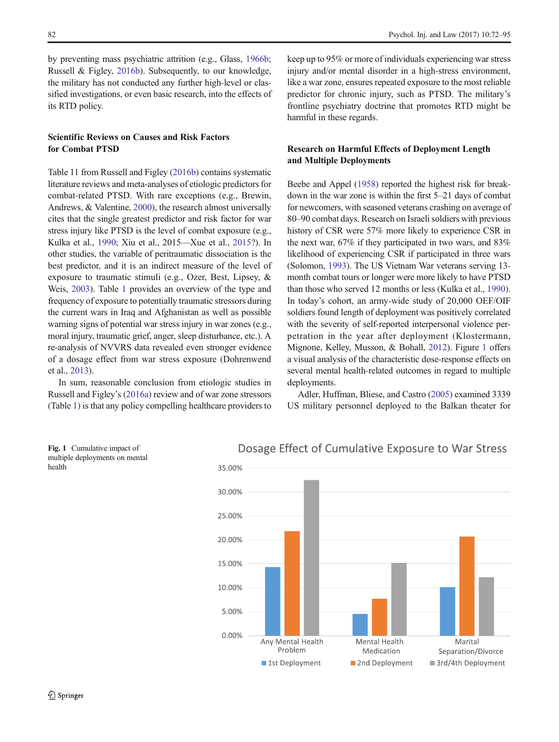by preventing mass psychiatric attrition (e.g., Glass, 1966b; Russell & Figley, 2016b). Subsequently, to our knowledge, the military has not conducted any further high-level or classified investigations, or even basic research, into the effects of its RTD policy.

### Scientific Reviews on Causes and Risk Factors for Combat PTSD

Table 11 from Russell and Figley (2016b) contains systematic literature reviews and meta-analyses of etiologic predictors for combat-related PTSD. With rare exceptions (e.g., Brewin, Andrews, & Valentine, 2000), the research almost universally cites that the single greatest predictor and risk factor for war stress injury like PTSD is the level of combat exposure (e.g., Kulka et al., 1990; Xiu et al., 2015—Xue et al., 2015?). In other studies, the variable of peritraumatic dissociation is the best predictor, and it is an indirect measure of the level of exposure to traumatic stimuli (e.g., Ozer, Best, Lipsey, & Weis, 2003). Table 1 provides an overview of the type and frequency of exposure to potentially traumatic stressors during the current wars in Iraq and Afghanistan as well as possible warning signs of potential war stress injury in war zones (e.g., moral injury, traumatic grief, anger, sleep disturbance, etc.). A re-analysis of NVVRS data revealed even stronger evidence of a dosage effect from war stress exposure (Dohrenwend et al., 2013).

In sum, reasonable conclusion from etiologic studies in Russell and Figley's (2016a) review and of war zone stressors (Table 1) is that any policy compelling healthcare providers to keep up to 95% or more of individuals experiencing war stress injury and/or mental disorder in a high-stress environment, like a war zone, ensures repeated exposure to the most reliable predictor for chronic injury, such as PTSD. The military's frontline psychiatry doctrine that promotes RTD might be harmful in these regards.

### Research on Harmful Effects of Deployment Length and Multiple Deployments

Beebe and Appel (1958) reported the highest risk for breakdown in the war zone is within the first 5–21 days of combat for newcomers, with seasoned veterans crashing on average of 80–90 combat days. Research on Israeli soldiers with previous history of CSR were 57% more likely to experience CSR in the next war, 67% if they participated in two wars, and 83% likelihood of experiencing CSR if participated in three wars (Solomon, 1993). The US Vietnam War veterans serving 13-month combat tours or longer were more likely to have PTSD than those who served 12 months or less (Kulka et al., 1990). In today's cohort, an army-wide study of 20,000 OEF/OIF soldiers found length of deployment was positively correlated with the severity of self-reported interpersonal violence perpetration in the year after deployment (Klostermann, Mignone, Kelley, Musson, & Bohall, 2012). Figure 1 offers a visual analysis of the characteristic dose-response effects on several mental health-related outcomes in regard to multiple deployments.

Adler, Huffman, Bliese, and Castro (2005) examined 3339 US military personnel deployed to the Balkan theater for

**Fig. 1** Cumulative impact of multiple deployments on mental health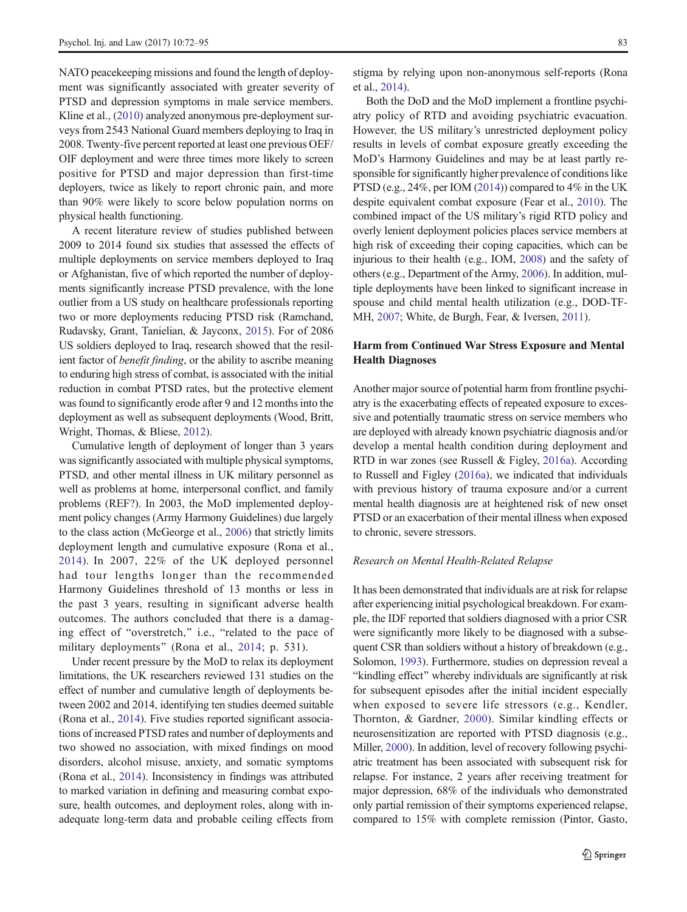NATO peacekeeping missions and found the length of deployment was significantly associated with greater severity of PTSD and depression symptoms in male service members. Kline et al., (2010) analyzed anonymous pre-deployment surveys from 2543 National Guard members deploying to Iraq in 2008. Twenty-five percent reported at least one previous OEF/OIF deployment and were three times more likely to screen positive for PTSD and major depression than first-time deployers, twice as likely to report chronic pain, and more than 90% were likely to score below population norms on physical health functioning.

A recent literature review of studies published between 2009 to 2014 found six studies that assessed the effects of multiple deployments on service members deployed to Iraq or Afghanistan, five of which reported the number of deployments significantly increase PTSD prevalence, with the lone outlier from a US study on healthcare professionals reporting two or more deployments reducing PTSD risk (Ramchand, Rudavsky, Grant, Tanielian, & Jayconx, 2015). For of 2086 US soldiers deployed to Iraq, research showed that the resilient factor of *benefit finding*, or the ability to ascribe meaning to enduring high stress of combat, is associated with the initial reduction in combat PTSD rates, but the protective element was found to significantly erode after 9 and 12 months into the deployment as well as subsequent deployments (Wood, Britt, Wright, Thomas, & Bliese, 2012).

Cumulative length of deployment of longer than 3 years was significantly associated with multiple physical symptoms, PTSD, and other mental illness in UK military personnel as well as problems at home, interpersonal conflict, and family problems (REF?). In 2003, the MoD implemented deployment policy changes (Army Harmony Guidelines) due largely to the class action (McGeorge et al., 2006) that strictly limits deployment length and cumulative exposure (Rona et al., 2014). In 2007, 22% of the UK deployed personnel had tour lengths longer than the recommended Harmony Guidelines threshold of 13 months or less in the past 3 years, resulting in significant adverse health outcomes. The authors concluded that there is a damaging effect of "overstretch," i.e., "related to the pace of military deployments" (Rona et al., 2014; p. 531).

Under recent pressure by the MoD to relax its deployment limitations, the UK researchers reviewed 131 studies on the effect of number and cumulative length of deployments between 2002 and 2014, identifying ten studies deemed suitable (Rona et al., 2014). Five studies reported significant associations of increased PTSD rates and number of deployments and two showed no association, with mixed findings on mood disorders, alcohol misuse, anxiety, and somatic symptoms (Rona et al., 2014). Inconsistency in findings was attributed to marked variation in defining and measuring combat exposure, health outcomes, and deployment roles, along with inadequate long-term data and probable ceiling effects from stigma by relying upon non-anonymous self-reports (Rona et al., 2014).

Both the DoD and the MoD implement a frontline psychiatry policy of RTD and avoiding psychiatric evacuation. However, the US military's unrestricted deployment policy results in levels of combat exposure greatly exceeding the MoD's Harmony Guidelines and may be at least partly responsible for significantly higher prevalence of conditions like PTSD (e.g., 24%, per IOM (2014)) compared to 4% in the UK despite equivalent combat exposure (Fear et al., 2010). The combined impact of the US military's rigid RTD policy and overly lenient deployment policies places service members at high risk of exceeding their coping capacities, which can be injurious to their health (e.g., IOM, 2008) and the safety of others (e.g., Department of the Army, 2006). In addition, multiple deployments have been linked to significant increase in spouse and child mental health utilization (e.g., DOD-TF-MH, 2007; White, de Burgh, Fear, & Iversen, 2011).

## Harm from Continued War Stress Exposure and Mental Health Diagnoses

Another major source of potential harm from frontline psychiatry is the exacerbating effects of repeated exposure to excessive and potentially traumatic stress on service members who are deployed with already known psychiatric diagnosis and/or develop a mental health condition during deployment and RTD in war zones (see Russell & Figley, 2016a). According to Russell and Figley (2016a), we indicated that individuals with previous history of trauma exposure and/or a current mental health diagnosis are at heightened risk of new onset PTSD or an exacerbation of their mental illness when exposed to chronic, severe stressors.

### *Research on Mental Health-Related Relapse*

It has been demonstrated that individuals are at risk for relapse after experiencing initial psychological breakdown. For example, the IDF reported that soldiers diagnosed with a prior CSR were significantly more likely to be diagnosed with a subsequent CSR than soldiers without a history of breakdown (e.g., Solomon, 1993). Furthermore, studies on depression reveal a "kindling effect" whereby individuals are significantly at risk for subsequent episodes after the initial incident especially when exposed to severe life stressors (e.g., Kendler, Thornton, & Gardner, 2000). Similar kindling effects or neurosensitization are reported with PTSD diagnosis (e.g., Miller, 2000). In addition, level of recovery following psychiatric treatment has been associated with subsequent risk for relapse. For instance, 2 years after receiving treatment for major depression, 68% of the individuals who demonstrated only partial remission of their symptoms experienced relapse, compared to 15% with complete remission (Pintor, Gasto,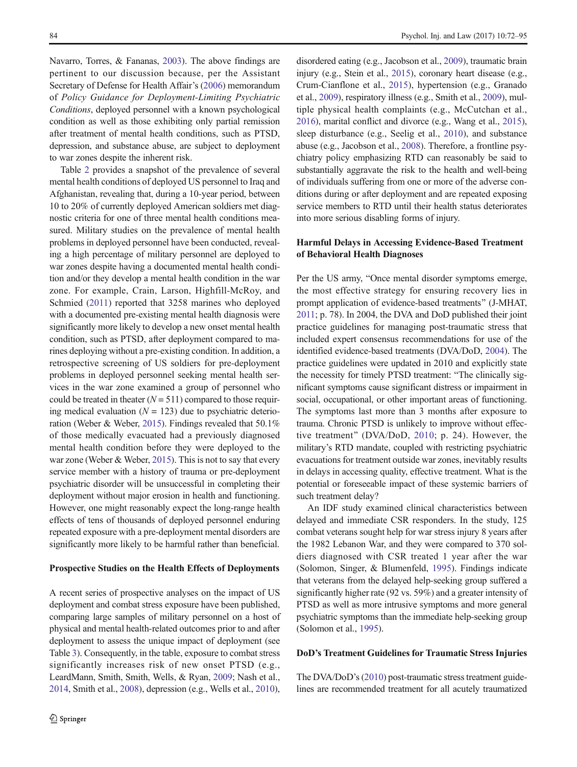Navarro, Torres, & Fananas, 2003). The above findings are pertinent to our discussion because, per the Assistant Secretary of Defense for Health Affair's (2006) memorandum of *Policy Guidance for Deployment-Limiting Psychiatric Conditions*, deployed personnel with a known psychological condition as well as those exhibiting only partial remission after treatment of mental health conditions, such as PTSD, depression, and substance abuse, are subject to deployment to war zones despite the inherent risk.

Table 2 provides a snapshot of the prevalence of several mental health conditions of deployed US personnel to Iraq and Afghanistan, revealing that, during a 10-year period, between 10 to 20% of currently deployed American soldiers met diagnostic criteria for one of three mental health conditions measured. Military studies on the prevalence of mental health problems in deployed personnel have been conducted, revealing a high percentage of military personnel are deployed to war zones despite having a documented mental health condition and/or they develop a mental health condition in the war zone. For example, Crain, Larson, Highfill-McRoy, and Schmied (2011) reported that 3258 marines who deployed with a documented pre-existing mental health diagnosis were significantly more likely to develop a new onset mental health condition, such as PTSD, after deployment compared to marines deploying without a pre-existing condition. In addition, a retrospective screening of US soldiers for pre-deployment problems in deployed personnel seeking mental health services in the war zone examined a group of personnel who could be treated in theater ($N = 511$) compared to those requiring medical evaluation ($N = 123$) due to psychiatric deterioration (Weber & Weber, 2015). Findings revealed that 50.1% of those medically evacuated had a previously diagnosed mental health condition before they were deployed to the war zone (Weber & Weber, 2015). This is not to say that every service member with a history of trauma or pre-deployment psychiatric disorder will be unsuccessful in completing their deployment without major erosion in health and functioning. However, one might reasonably expect the long-range health effects of tens of thousands of deployed personnel enduring repeated exposure with a pre-deployment mental disorders are significantly more likely to be harmful rather than beneficial.

### Prospective Studies on the Health Effects of Deployments

A recent series of prospective analyses on the impact of US deployment and combat stress exposure have been published, comparing large samples of military personnel on a host of physical and mental health-related outcomes prior to and after deployment to assess the unique impact of deployment (see Table 3). Consequently, in the table, exposure to combat stress significantly increases risk of new onset PTSD (e.g., LeardMann, Smith, Smith, Wells, & Ryan, 2009; Nash et al., 2014, Smith et al., 2008), depression (e.g., Wells et al., 2010), disordered eating (e.g., Jacobson et al., 2009), traumatic brain injury (e.g., Stein et al., 2015), coronary heart disease (e.g., Crum-Cianflone et al., 2015), hypertension (e.g., Granado et al., 2009), respiratory illness (e.g., Smith et al., 2009), multiple physical health complaints (e.g., McCutchan et al., 2016), marital conflict and divorce (e.g., Wang et al., 2015), sleep disturbance (e.g., Seelig et al., 2010), and substance abuse (e.g., Jacobson et al., 2008). Therefore, a frontline psychiatry policy emphasizing RTD can reasonably be said to substantially aggravate the risk to the health and well-being of individuals suffering from one or more of the adverse conditions during or after deployment and are repeated exposing service members to RTD until their health status deteriorates into more serious disabling forms of injury.

### Harmful Delays in Accessing Evidence-Based Treatment of Behavioral Health Diagnoses

Per the US army, "Once mental disorder symptoms emerge, the most effective strategy for ensuring recovery lies in prompt application of evidence-based treatments" (J-MHAT, 2011; p. 78). In 2004, the DVA and DoD published their joint practice guidelines for managing post-traumatic stress that included expert consensus recommendations for use of the identified evidence-based treatments (DVA/DoD, 2004). The practice guidelines were updated in 2010 and explicitly state the necessity for timely PTSD treatment: "The clinically significant symptoms cause significant distress or impairment in social, occupational, or other important areas of functioning. The symptoms last more than 3 months after exposure to trauma. Chronic PTSD is unlikely to improve without effective treatment" (DVA/DoD, 2010; p. 24). However, the military's RTD mandate, coupled with restricting psychiatric evacuations for treatment outside war zones, inevitably results in delays in accessing quality, effective treatment. What is the potential or foreseeable impact of these systemic barriers of such treatment delay?

An IDF study examined clinical characteristics between delayed and immediate CSR responders. In the study, 125 combat veterans sought help for war stress injury 8 years after the 1982 Lebanon War, and they were compared to 370 soldiers diagnosed with CSR treated 1 year after the war (Solomon, Singer, & Blumenfeld, 1995). Findings indicate that veterans from the delayed help-seeking group suffered a significantly higher rate (92 vs. 59%) and a greater intensity of PTSD as well as more intrusive symptoms and more general psychiatric symptoms than the immediate help-seeking group (Solomon et al., 1995).

### DoD's Treatment Guidelines for Traumatic Stress Injuries

The DVA/DoD's (2010) post-traumatic stress treatment guidelines are recommended treatment for all acutely traumatized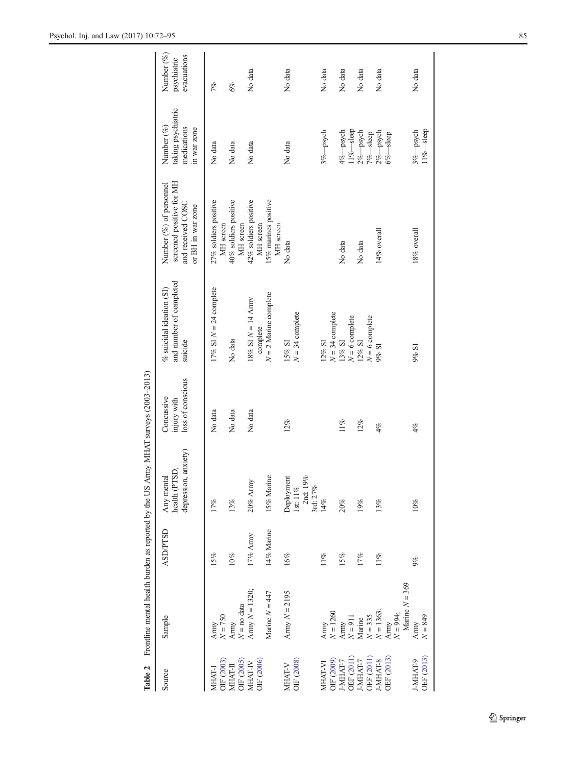**Table 2** Frontline mental health burden as reported by the US Army MHAT surveys (2003–2013)

| Source | Sample | ASD/PTSD | Any mental health (PTSD, depression, anxiety) | Concussive injury with loss of conscious | % suicidal ideation (SI) and number of completed suicide | Number (%) of personnel screened positive for MH and received COSC or BH in war zone | Number (%) taking psychiatric medications in war zone | Number (%) psychiatric evacuations |
|---|---|---|---|---|---|---|---|---|
| MHAT-I OIF (2003) | Army $N = 750$ | 15% | 17% | No data | 17% SI $N = 24$ complete | 27% soldiers positive MH screen | No data | 7% |
| MHAT-II OIF (2005) | Army $N =$ no data | 10% | 13% | No data | No data | 40% soldiers positive MH screen | No data | 6% |
| MHAT-IV OIF (2006) | Army $N = 1320$; | 17% Army | 20% Army | No data | 18% SI $N = 14$ Army complete | 42% soldiers positive MH screen | No data | No data |
| | Marine $N = 447$ | 14% Marine | 15% Marine | | $N = 2$ Marine complete | 15% marines positive MH screen | | |
| MHAT-V OIF (2008) | Army $N = 2195$ | 16% | Deployment 1st: 11% 2nd: 19% 3rd: 27% | 12% | 15% SI $N = 34$ complete | No data | No data | No data |
| MHAT-VI OIF (2009) | Army $N = 1260$ | 11% | 14% | | 12% SI $N = 34$ complete | | 3%—psych | No data |
| J-MHAT-7 OEF (2011) | Army $N = 911$ | 15% | 20% | 11% | 13% SI $N = 6$ complete | No data | 4%—psych 11%—sleep | No data |
| J-MHAT-7 OEF (2011) | Marine $N = 335$ | 17% | 19% | 12% | 12% SI $N = 6$ complete | No data | 2%—psych 7%—sleep | No data |
| J-MHAT-8 OEF (2013) | $N = 1363$; Army $N = 994$; Marine $N = 369$ | 11% | 13% | 4% | 9% SI | 14% overall | 2%—psych 6%—sleep | No data |
| J-MHAT-9 OEF (2013) | Army $N = 849$ | 9% | 10% | 4% | 9% SI | 18% overall | 3%—psych 11%—sleep | No data |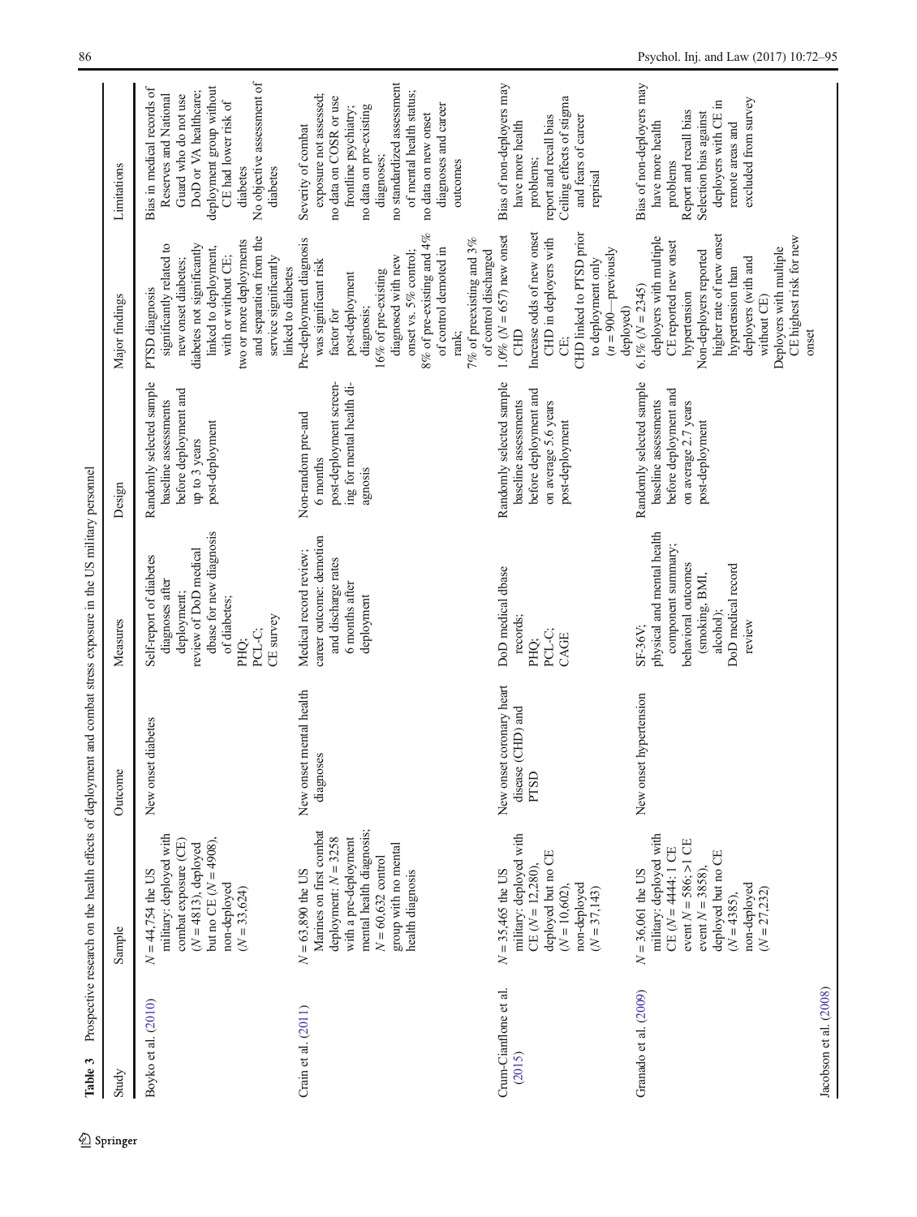**Table 3** Prospective research on the health effects of deployment and combat stress exposure in the US military personnel

| Study | Sample | Outcome | Measures | Design | Major findings | Limitations |
|---|---|---|---|---|---|---|
| Boyko et al. (2010) | $N = 44,754$ the US military: deployed with combat exposure (CE) ($N = 4813$), deployed but no CE ($N = 4908$), non-deployed ($N = 33,624$) | New onset diabetes | Self-report of diabetes diagnoses after deployment; review of DoD medical dbase for new diagnosis of diabetes; PHQ; PCL-C; CE survey | Randomly selected sample baseline assessments before deployment and up to 3 years post-deployment | PTSD diagnosis significantly related to new onset diabetes; diabetes not significantly linked to deployment, with or without CE; two or more deployments and separation from the service significantly linked to diabetes | Bias in medical records of Reserves and National Guard who do not use DoD or VA healthcare; deployment group without CE had lower risk of diabetes No objective assessment of diabetes |
| Crain et al. (2011) | $N = 63,890$ the US Marines on first combat deployment: $N = 3258$ with a pre-deployment mental health diagnosis; $N = 60,632$ control group with no mental health diagnosis | New onset mental health diagnoses | Medical record review; career outcome: demotion and discharge rates 6 months after deployment | Non-random pre-and 6 months post-deployment screening for mental health diagnosis | Pre-deployment diagnosis was significant risk factor for post-deployment diagnosis; 16% of pre-existing diagnosed with new onset vs. 5% control; 8% of pre-existing and 4% of control demoted in rank; 7% of preexisting and 3% of control discharged | Severity of combat exposure not assessed; no data on COSR or use frontline psychiatry; no data on pre-existing diagnoses; no standardized assessment of mental health status; no data on new onset diagnoses and career outcomes |
| Crum-Cianflone et al. (2015) | $N = 35,465$ the US military: deployed with CE ($N = 12,280$), deployed but no CE ($N = 10,602$), non-deployed ($N = 37,143$) | New onset coronary heart disease (CHD) and PTSD | DoD medical dbase records; PHQ; PCL-C; CAGE | Randomly selected sample baseline assessments before deployment and on average 5.6 years post-deployment | 1.0% ($N = 657$) new onset CHD Increase odds of new onset CHD in deployers with CE; CHD linked to PTSD prior to deployment only ($n = 900$—previously deployed) | Bias of non-deployers may have more health problems; report and recall bias Ceiling effects of stigma and fears of career reprisal |
| Granado et al. (2009) | $N = 36,061$ the US military: deployed with CE ($N = 4444$: 1 CE event $N = 586$; >1 CE event $N = 3858$), deployed but no CE ($N = 4385$), non-deployed ($N = 27,232$) | New onset hypertension | SF-36V; physical and mental health component summary; behavioral outcomes (smoking, BMI, alcohol); DoD medical record review | Randomly selected sample baseline assessments before deployment and on average 2.7 years post-deployment | 6.1% ($N = 2345$) deployers with multiple CE reported new onset hypertension Non-deployers reported higher rate of new onset hypertension than deployers (with and without CE) Deployers with multiple CE highest risk for new onset | Bias of non-deployers may have more health problems Report and recall bias Selection bias against deployers with CE in remote areas and excluded from survey |
| Jacobson et al. (2008) | | | | | | |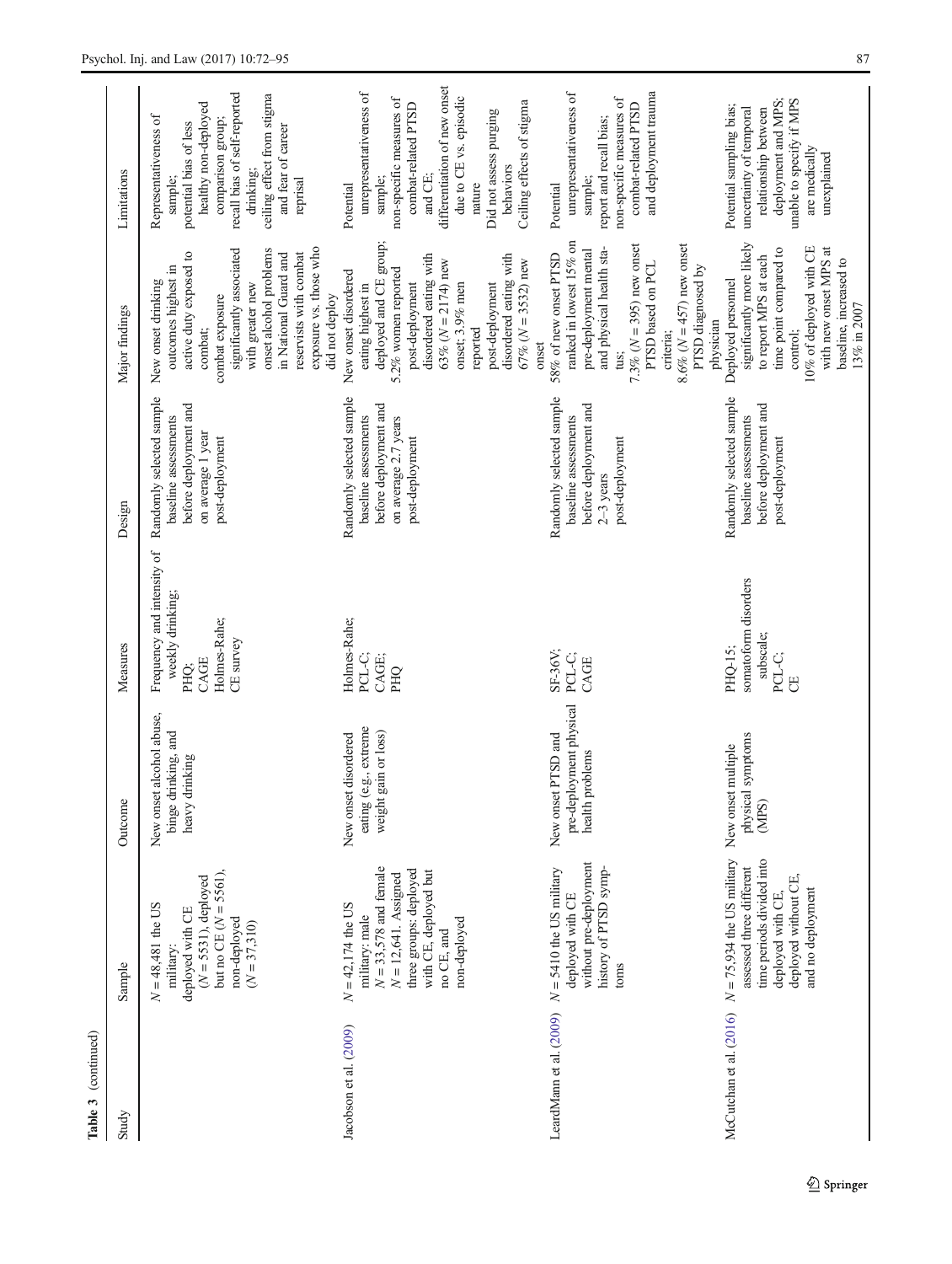**Table 3** (continued)

| Study | Sample | Outcome | Measures | Design | Major findings | Limitations |
|---|---|---|---|---|---|---|
| | $N = 48,481$ the US military: deployed with CE ($N = 5531$), deployed but no CE ($N = 5561$), non-deployed ($N = 37,310$) | New onset alcohol abuse, binge drinking, and heavy drinking | Frequency and intensity of weekly drinking; PHQ; CAGE; Holmes-Rahe; CE survey | Randomly selected sample baseline assessments before deployment and on average 1 year post-deployment | New onset drinking outcomes highest in active duty exposed to combat; combat exposure significantly associated with greater new onset alcohol problems in National Guard and reservists with combat exposure vs. those who did not deploy | Representativeness of sample; potential bias of less healthy non-deployed comparison group; recall bias of self-reported drinking; ceiling effect from stigma and fear of career reprisal |
| Jacobson et al. (2009) | $N = 42,174$ the US military: male $N = 33,578$ and female $N = 12,641$. Assigned three groups: deployed with CE, deployed but no CE, and non-deployed | New onset disordered eating (e.g., extreme weight gain or loss) | Holmes-Rahe; PCL-C; CAGE; PHQ | Randomly selected sample baseline assessments before deployment and on average 2.7 years post-deployment | New onset disordered eating highest in deployed and CE group; 5.2% women reported post-deployment disordered eating with 63% ($N = 2174$) new onset; 3.9% men reported post-deployment disordered eating with 67% ($N = 3532$) new onset | Potential unrepresentativeness of sample; non-specific measures of combat-related PTSD and CE; differentiation of new onset due to CE vs. episodic nature; Did not assess purging behaviors; Ceiling effects of stigma |
| LeardMann et al. (2009) | $N = 5410$ the US military deployed with CE without pre-deployment history of PTSD symptoms | New onset PTSD and pre-deployment physical health problems | SF-36V; PCL-C; CAGE | Randomly selected sample baseline assessments before deployment and 2–3 years post-deployment | 58% of new onset PTSD ranked in lowest 15% on pre-deployment mental and physical health status; 7.3% ($N = 395$) new onset PTSD based on PCL criteria; 8.6% ($N = 457$) new onset PTSD diagnosed by physician | Potential unrepresentativeness of sample; report and recall bias; non-specific measures of combat-related PTSD and deployment trauma |
| McCutchan et al. (2016) | $N = 75,934$ the US military assessed three different time periods divided into deployed with CE, deployed without CE, and no deployment | New onset multiple physical symptoms (MPS) | PHQ-15; somatoform disorders subscale; PCL-C; CE | Randomly selected sample baseline assessments before deployment and post-deployment | Deployed personnel significantly more likely to report MPS at each time point compared to control; 10% of deployed with CE with new onset MPS at baseline, increased to 13% in 2007 | Potential sampling bias; uncertainty of temporal relationship between deployment and MPS; unable to specify if MPS are medically unexplained |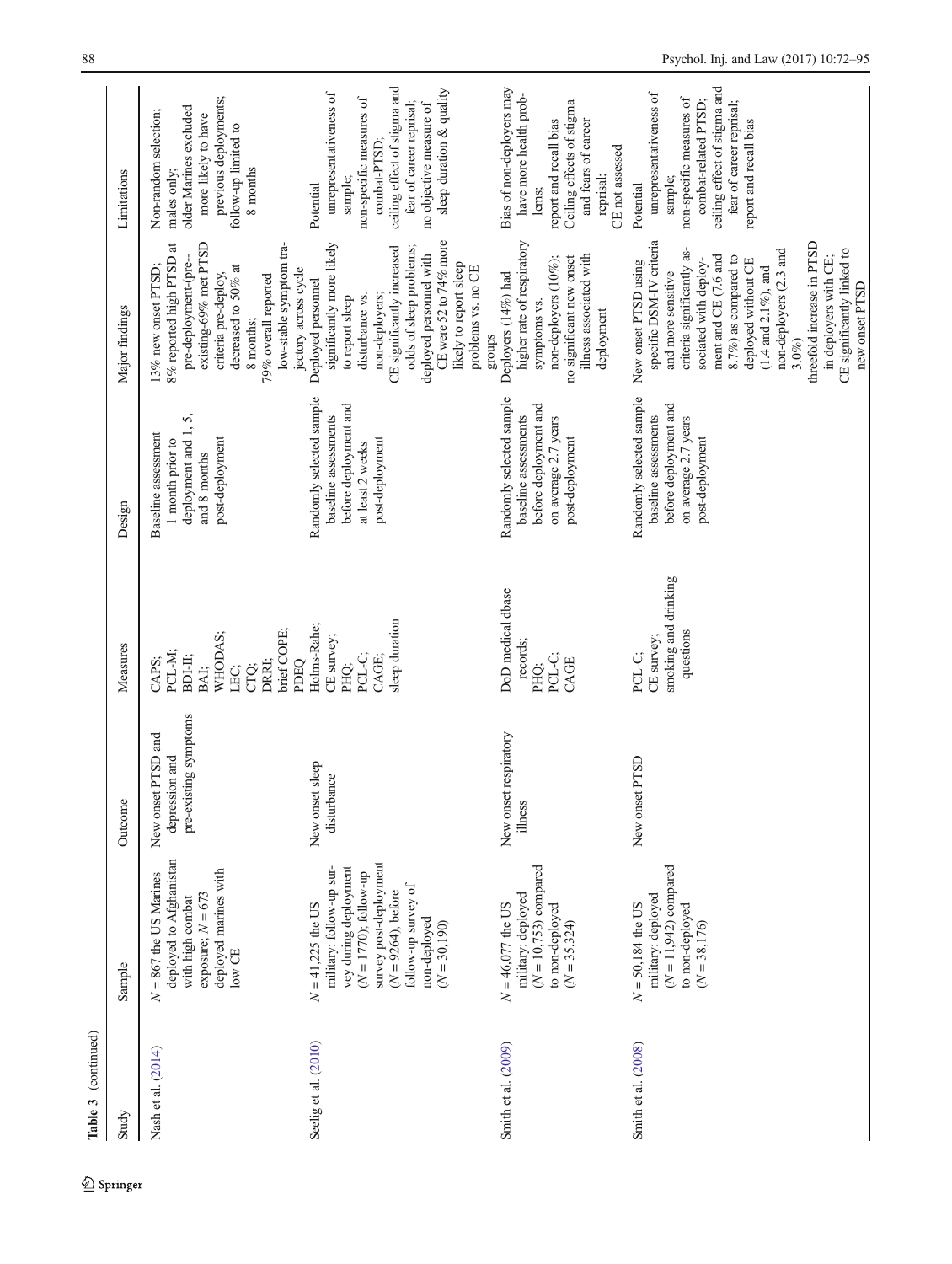Table 3 (continued)

| Study | Sample | Outcome | Measures | Design | Major findings | Limitations |
|---|---|---|---|---|---|---|
| Nash et al. (2014) | $N = 867$ the US Marines deployed to Afghanistan with high combat exposure; $N = 673$ deployed marines with low CE | New onset PTSD and depression and pre-existing symptoms | CAPS; PCL-M; BDI-II; BAI; WHODAS; LEC; CTQ; DRRI; brief COPE; PDEQ | Baseline assessment 1 month prior to deployment and 1, 5, and 8 months post-deployment | 13% new onset PTSD; 8% reported high PTSD at pre-deployment-(pre-existing-69% met PTSD criteria pre-deploy, decreased to 50% at 8 months; 79% overall reported low-stable symptom trajectory across cycle | Non-random selection; males only; older Marines excluded more likely to have previous deployments; follow-up limited to 8 months |
| Seelig et al. (2010) | $N = 41,225$ the US military: follow-up survey during deployment ($N = 1770$); follow-up survey post-deployment ($N = 9264$), before follow-up survey of non-deployed ($N = 30,190$) | New onset sleep disturbance | Holms-Rahe; CE survey; PHQ; PCL-C; CAGE; sleep duration | Randomly selected sample baseline assessments before deployment and at least 2 weeks post-deployment | Deployed personnel significantly more likely to report sleep disturbance vs. non-deployers; CE significantly increased odds of sleep problems; deployed personnel with CE were 52 to 74% more likely to report sleep problems vs. no CE groups | Potential unrepresentativeness of sample; non-specific measures of combat-PTSD; ceiling effect of stigma and fear of career reprisal; no objective measure of sleep duration & quality |
| Smith et al. (2009) | $N = 46,077$ the US military: deployed ($N = 10,753$) compared to non-deployed ($N = 35,324$) | New onset respiratory illness | DoD medical dbase records; PHQ; PCL-C; CAGE | Randomly selected sample baseline assessments before deployment and on average 2.7 years post-deployment | Deployers (14%) had higher rate of respiratory symptoms vs. non-deployers (10%); no significant new onset illness associated with deployment | Bias of non-deployers may have more health problems; report and recall bias Ceiling effects of stigma and fears of career reprisal; CE not assessed |
| Smith et al. (2008) | $N = 50,184$ the US military: deployed ($N = 11,942$) compared to non-deployed ($N = 38,176$) | New onset PTSD | PCL-C; CE survey; smoking and drinking questions | Randomly selected sample baseline assessments before deployment and on average 2.7 years post-deployment | New onset PTSD using specific DSM-IV criteria and more sensitive criteria significantly associated with deployment and CE (7.6 and 8.7%) as compared to deployed without CE (1.4 and 2.1%), and non-deployers (2.3 and 3.0%) threefold increase in PTSD in deployers with CE; CE significantly linked to new onset PTSD | Potential unrepresentativeness of sample; non-specific measures of combat-related PTSD; ceiling effect of stigma and fear of career reprisal; report and recall bias |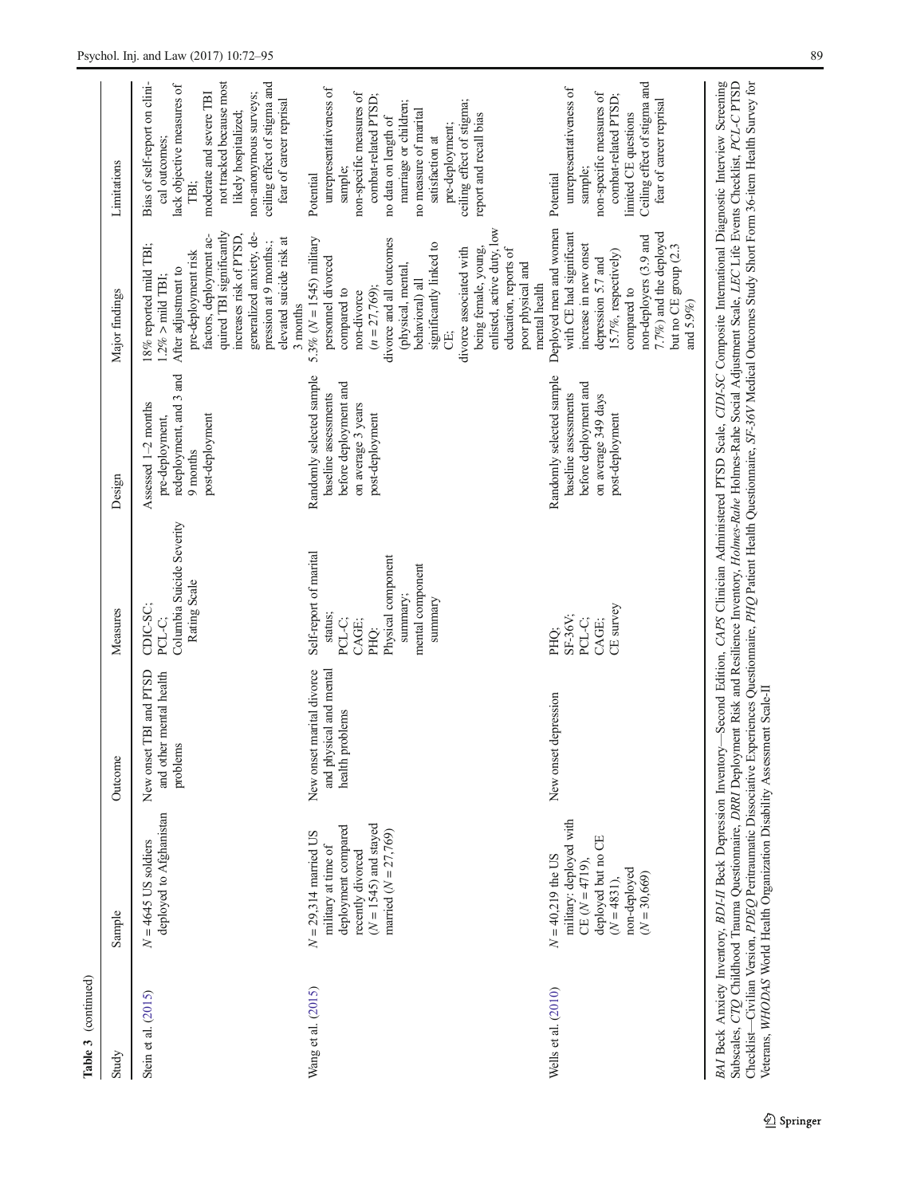**Table 3** (continued)

| Study | Sample | Outcome | Measures | Design | Major findings | Limitations |
|---|---|---|---|---|---|---|
| Stein et al. (2015) | $N = 4645$ US soldiers deployed to Afghanistan | New onset TBI and PTSD and other mental health problems | CDIC-SC; PCL-C; Columbia Suicide Severity Rating Scale | Assessed 1–2 months pre-deployment, redeployment, and 3 and 9 months post-deployment | 18% reported mild TBI; 1.2% > mild TBI; After adjustment to pre-deployment risk factors, deployment acquired TBI significantly increases risk of PTSD, generalized anxiety, depression at 9 months.; elevated suicide risk at 3 months | Bias of self-report on clinical outcomes; lack objective measures of TBI; moderate and severe TBI not tracked because most likely hospitalized; non-anonymous surveys; ceiling effect of stigma and fear of career reprisal |
| Wang et al. (2015) | $N = 29{,}314$ married US military at time of deployment compared recently divorced ($N = 1545$) and stayed married ($N = 27{,}769$) | New onset marital divorce and physical and mental health problems | Self-report of marital status; PCL-C; CAGE; PHQ; Physical component summary; mental component summary | Randomly selected sample baseline assessments before deployment and on average 3 years post-deployment | 5.3% ($N = 1545$) military personnel divorced compared to non-divorce ($n = 27{,}769$); divorce and all outcomes (physical, mental, behavioral) all significantly linked to CE; divorce associated with being female, young, enlisted, active duty, low education, reports of poor physical and mental health | Potential unrepresentativeness of sample; non-specific measures of combat-related PTSD; no data on length of marriage or children; no measure of marital satisfaction at pre-deployment; ceiling effect of stigma; report and recall bias |
| Wells et al. (2010) | $N = 40{,}219$ the US military: deployed with CE ($N = 4719$), deployed but no CE ($N = 4831$), non-deployed ($N = 30{,}669$) | New onset depression | PHQ; SF-36V; PCL-C; CAGE; CE survey | Randomly selected sample baseline assessments before deployment and on average 349 days post-deployment | Deployed men and women with CE had significant increase in new onset depression 5.7 and 15.7%, respectively) compared to non-deployers (3.9 and 7.7%) and the deployed but no CE group (2.3 and 5.9%) | Potential unrepresentativeness of sample; non-specific measures of combat-related PTSD; limited CE questions Ceiling effect of stigma and fear of career reprisal |

*BAI* Beck Anxiety Inventory, *BDI-II* Beck Depression Inventory—Second Edition, *CAPS* Clinician Administered PTSD Scale, *CIDI-SC* Composite International Diagnostic Interview Screening Subscales, *CTQ* Childhood Trauma Questionnaire, *DRRI* Deployment Risk and Resilience Inventory, *Holmes-Rahe* Holmes-Rahe Social Adjustment Scale, *LEC* Life Events Checklist, *PCL-C* PTSD Checklist—Civilian Version, *PDEQ* Peritraumatic Dissociative Experiences Questionnaire, *PHQ* Patient Health Questionnaire, *SF-36V* Medical Outcomes Study Short Form 36-item Health Survey for Veterans, *WHODAS* World Health Organization Disability Assessment Scale-II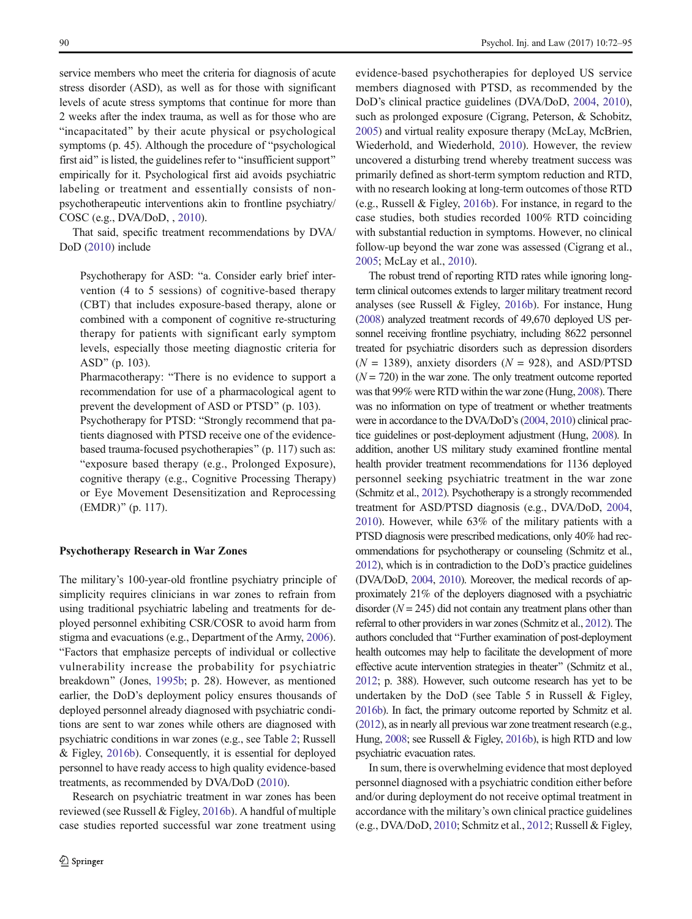service members who meet the criteria for diagnosis of acute stress disorder (ASD), as well as for those with significant levels of acute stress symptoms that continue for more than 2 weeks after the index trauma, as well as for those who are "incapacitated" by their acute physical or psychological symptoms (p. 45). Although the procedure of "psychological first aid" is listed, the guidelines refer to "insufficient support" empirically for it. Psychological first aid avoids psychiatric labeling or treatment and essentially consists of non-psychotherapeutic interventions akin to frontline psychiatry/COSC (e.g., DVA/DoD, , 2010).

That said, specific treatment recommendations by DVA/DoD (2010) include

> Psychotherapy for ASD: "a. Consider early brief intervention (4 to 5 sessions) of cognitive-based therapy (CBT) that includes exposure-based therapy, alone or combined with a component of cognitive re-structuring therapy for patients with significant early symptom levels, especially those meeting diagnostic criteria for ASD" (p. 103).
>
> Pharmacotherapy: "There is no evidence to support a recommendation for use of a pharmacological agent to prevent the development of ASD or PTSD" (p. 103).
>
> Psychotherapy for PTSD: "Strongly recommend that patients diagnosed with PTSD receive one of the evidence-based trauma-focused psychotherapies" (p. 117) such as: "exposure based therapy (e.g., Prolonged Exposure), cognitive therapy (e.g., Cognitive Processing Therapy) or Eye Movement Desensitization and Reprocessing (EMDR)" (p. 117).

### Psychotherapy Research in War Zones

The military's 100-year-old frontline psychiatry principle of simplicity requires clinicians in war zones to refrain from using traditional psychiatric labeling and treatments for deployed personnel exhibiting CSR/COSR to avoid harm from stigma and evacuations (e.g., Department of the Army, 2006). "Factors that emphasize percepts of individual or collective vulnerability increase the probability for psychiatric breakdown" (Jones, 1995b; p. 28). However, as mentioned earlier, the DoD's deployment policy ensures thousands of deployed personnel already diagnosed with psychiatric conditions are sent to war zones while others are diagnosed with psychiatric conditions in war zones (e.g., see Table 2; Russell & Figley, 2016b). Consequently, it is essential for deployed personnel to have ready access to high quality evidence-based treatments, as recommended by DVA/DoD (2010).

Research on psychiatric treatment in war zones has been reviewed (see Russell & Figley, 2016b). A handful of multiple case studies reported successful war zone treatment using evidence-based psychotherapies for deployed US service members diagnosed with PTSD, as recommended by the DoD's clinical practice guidelines (DVA/DoD, 2004, 2010), such as prolonged exposure (Cigrang, Peterson, & Schobitz, 2005) and virtual reality exposure therapy (McLay, McBrien, Wiederhold, and Wiederhold, 2010). However, the review uncovered a disturbing trend whereby treatment success was primarily defined as short-term symptom reduction and RTD, with no research looking at long-term outcomes of those RTD (e.g., Russell & Figley, 2016b). For instance, in regard to the case studies, both studies recorded 100% RTD coinciding with substantial reduction in symptoms. However, no clinical follow-up beyond the war zone was assessed (Cigrang et al., 2005; McLay et al., 2010).

The robust trend of reporting RTD rates while ignoring long-term clinical outcomes extends to larger military treatment record analyses (see Russell & Figley, 2016b). For instance, Hung (2008) analyzed treatment records of 49,670 deployed US personnel receiving frontline psychiatry, including 8622 personnel treated for psychiatric disorders such as depression disorders ($N$ = 1389), anxiety disorders ($N$ = 928), and ASD/PTSD ($N$ = 720) in the war zone. The only treatment outcome reported was that 99% were RTD within the war zone (Hung, 2008). There was no information on type of treatment or whether treatments were in accordance to the DVA/DoD's (2004, 2010) clinical practice guidelines or post-deployment adjustment (Hung, 2008). In addition, another US military study examined frontline mental health provider treatment recommendations for 1136 deployed personnel seeking psychiatric treatment in the war zone (Schmitz et al., 2012). Psychotherapy is a strongly recommended treatment for ASD/PTSD diagnosis (e.g., DVA/DoD, 2004, 2010). However, while 63% of the military patients with a PTSD diagnosis were prescribed medications, only 40% had recommendations for psychotherapy or counseling (Schmitz et al., 2012), which is in contradiction to the DoD's practice guidelines (DVA/DoD, 2004, 2010). Moreover, the medical records of approximately 21% of the deployers diagnosed with a psychiatric disorder ($N$ = 245) did not contain any treatment plans other than referral to other providers in war zones (Schmitz et al., 2012). The authors concluded that "Further examination of post-deployment health outcomes may help to facilitate the development of more effective acute intervention strategies in theater" (Schmitz et al., 2012; p. 388). However, such outcome research has yet to be undertaken by the DoD (see Table 5 in Russell & Figley, 2016b). In fact, the primary outcome reported by Schmitz et al. (2012), as in nearly all previous war zone treatment research (e.g., Hung, 2008; see Russell & Figley, 2016b), is high RTD and low psychiatric evacuation rates.

In sum, there is overwhelming evidence that most deployed personnel diagnosed with a psychiatric condition either before and/or during deployment do not receive optimal treatment in accordance with the military's own clinical practice guidelines (e.g., DVA/DoD, 2010; Schmitz et al., 2012; Russell & Figley,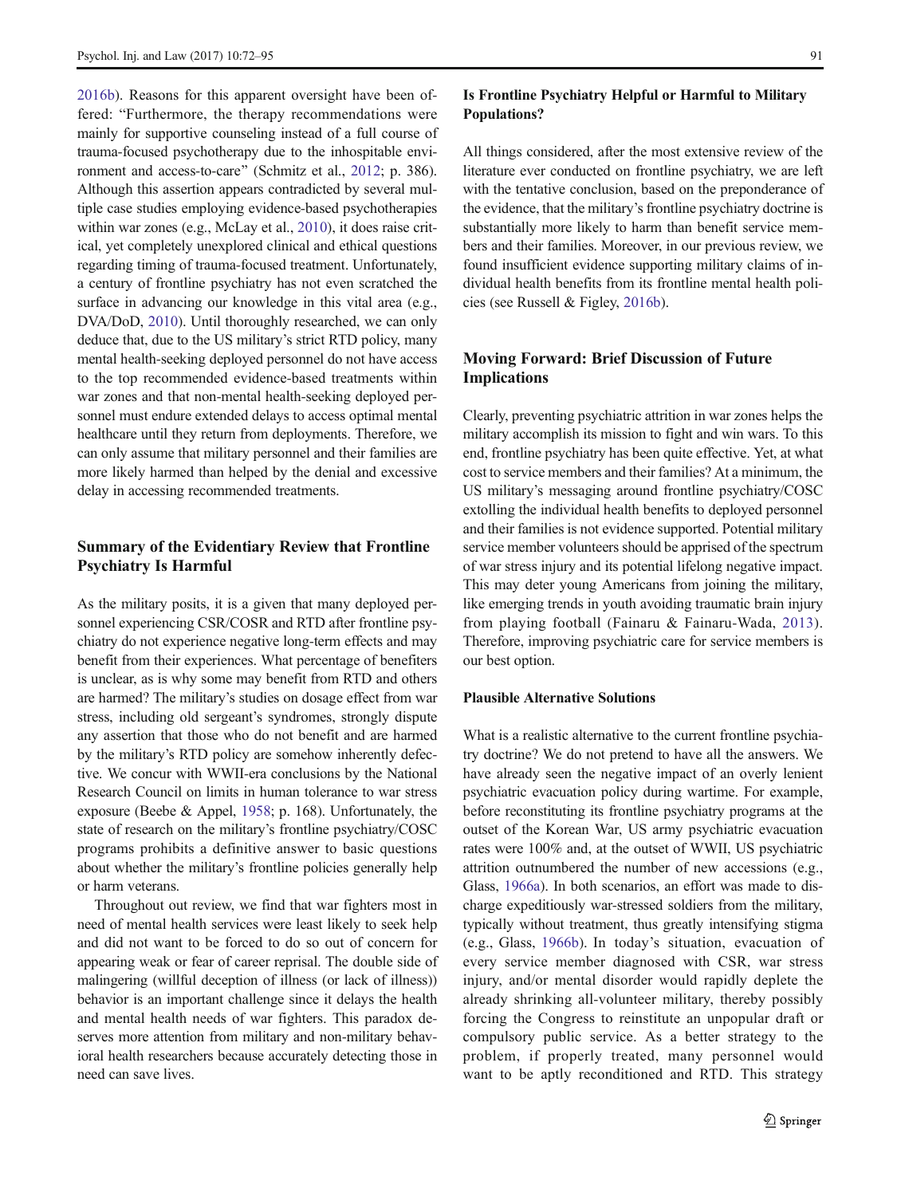2016b). Reasons for this apparent oversight have been offered: "Furthermore, the therapy recommendations were mainly for supportive counseling instead of a full course of trauma-focused psychotherapy due to the inhospitable environment and access-to-care" (Schmitz et al., 2012; p. 386). Although this assertion appears contradicted by several multiple case studies employing evidence-based psychotherapies within war zones (e.g., McLay et al., 2010), it does raise critical, yet completely unexplored clinical and ethical questions regarding timing of trauma-focused treatment. Unfortunately, a century of frontline psychiatry has not even scratched the surface in advancing our knowledge in this vital area (e.g., DVA/DoD, 2010). Until thoroughly researched, we can only deduce that, due to the US military's strict RTD policy, many mental health-seeking deployed personnel do not have access to the top recommended evidence-based treatments within war zones and that non-mental health-seeking deployed personnel must endure extended delays to access optimal mental healthcare until they return from deployments. Therefore, we can only assume that military personnel and their families are more likely harmed than helped by the denial and excessive delay in accessing recommended treatments.

## Summary of the Evidentiary Review that Frontline Psychiatry Is Harmful

As the military posits, it is a given that many deployed personnel experiencing CSR/COSR and RTD after frontline psychiatry do not experience negative long-term effects and may benefit from their experiences. What percentage of benefiters is unclear, as is why some may benefit from RTD and others are harmed? The military's studies on dosage effect from war stress, including old sergeant's syndromes, strongly dispute any assertion that those who do not benefit and are harmed by the military's RTD policy are somehow inherently defective. We concur with WWII-era conclusions by the National Research Council on limits in human tolerance to war stress exposure (Beebe & Appel, 1958; p. 168). Unfortunately, the state of research on the military's frontline psychiatry/COSC programs prohibits a definitive answer to basic questions about whether the military's frontline policies generally help or harm veterans.

Throughout out review, we find that war fighters most in need of mental health services were least likely to seek help and did not want to be forced to do so out of concern for appearing weak or fear of career reprisal. The double side of malingering (willful deception of illness (or lack of illness)) behavior is an important challenge since it delays the health and mental health needs of war fighters. This paradox deserves more attention from military and non-military behavioral health researchers because accurately detecting those in need can save lives.

## Is Frontline Psychiatry Helpful or Harmful to Military Populations?

All things considered, after the most extensive review of the literature ever conducted on frontline psychiatry, we are left with the tentative conclusion, based on the preponderance of the evidence, that the military's frontline psychiatry doctrine is substantially more likely to harm than benefit service members and their families. Moreover, in our previous review, we found insufficient evidence supporting military claims of individual health benefits from its frontline mental health policies (see Russell & Figley, 2016b).

## Moving Forward: Brief Discussion of Future Implications

Clearly, preventing psychiatric attrition in war zones helps the military accomplish its mission to fight and win wars. To this end, frontline psychiatry has been quite effective. Yet, at what cost to service members and their families? At a minimum, the US military's messaging around frontline psychiatry/COSC extolling the individual health benefits to deployed personnel and their families is not evidence supported. Potential military service member volunteers should be apprised of the spectrum of war stress injury and its potential lifelong negative impact. This may deter young Americans from joining the military, like emerging trends in youth avoiding traumatic brain injury from playing football (Fainaru & Fainaru-Wada, 2013). Therefore, improving psychiatric care for service members is our best option.

### Plausible Alternative Solutions

What is a realistic alternative to the current frontline psychiatry doctrine? We do not pretend to have all the answers. We have already seen the negative impact of an overly lenient psychiatric evacuation policy during wartime. For example, before reconstituting its frontline psychiatry programs at the outset of the Korean War, US army psychiatric evacuation rates were 100% and, at the outset of WWII, US psychiatric attrition outnumbered the number of new accessions (e.g., Glass, 1966a). In both scenarios, an effort was made to discharge expeditiously war-stressed soldiers from the military, typically without treatment, thus greatly intensifying stigma (e.g., Glass, 1966b). In today's situation, evacuation of every service member diagnosed with CSR, war stress injury, and/or mental disorder would rapidly deplete the already shrinking all-volunteer military, thereby possibly forcing the Congress to reinstitute an unpopular draft or compulsory public service. As a better strategy to the problem, if properly treated, many personnel would want to be aptly reconditioned and RTD. This strategy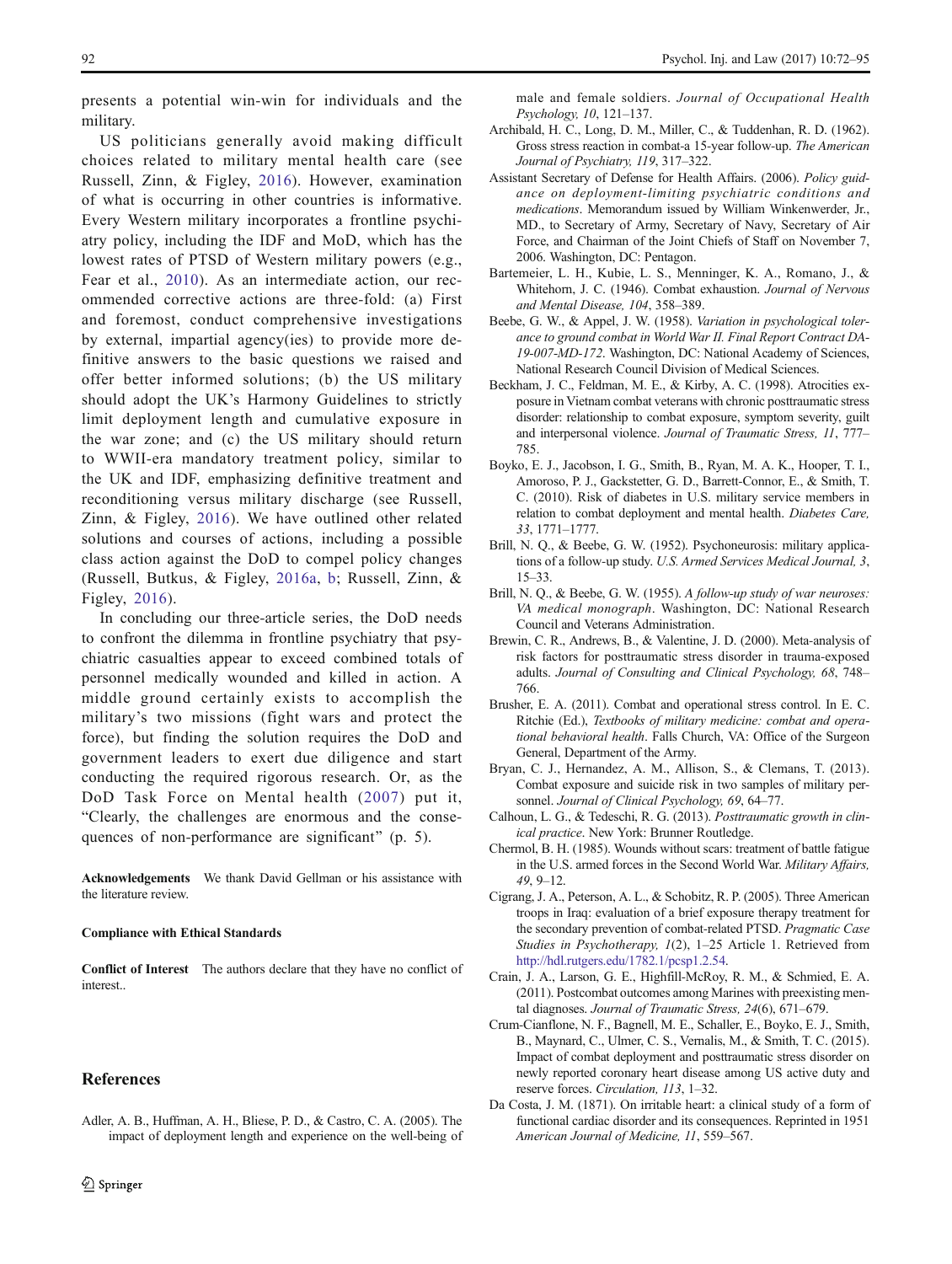presents a potential win-win for individuals and the military.

US politicians generally avoid making difficult choices related to military mental health care (see Russell, Zinn, & Figley, 2016). However, examination of what is occurring in other countries is informative. Every Western military incorporates a frontline psychiatry policy, including the IDF and MoD, which has the lowest rates of PTSD of Western military powers (e.g., Fear et al., 2010). As an intermediate action, our recommended corrective actions are three-fold: (a) First and foremost, conduct comprehensive investigations by external, impartial agency(ies) to provide more definitive answers to the basic questions we raised and offer better informed solutions; (b) the US military should adopt the UK's Harmony Guidelines to strictly limit deployment length and cumulative exposure in the war zone; and (c) the US military should return to WWII-era mandatory treatment policy, similar to the UK and IDF, emphasizing definitive treatment and reconditioning versus military discharge (see Russell, Zinn, & Figley, 2016). We have outlined other related solutions and courses of actions, including a possible class action against the DoD to compel policy changes (Russell, Butkus, & Figley, 2016a, b; Russell, Zinn, & Figley, 2016).

In concluding our three-article series, the DoD needs to confront the dilemma in frontline psychiatry that psychiatric casualties appear to exceed combined totals of personnel medically wounded and killed in action. A middle ground certainly exists to accomplish the military's two missions (fight wars and protect the force), but finding the solution requires the DoD and government leaders to exert due diligence and start conducting the required rigorous research. Or, as the DoD Task Force on Mental health (2007) put it, "Clearly, the challenges are enormous and the consequences of non-performance are significant" (p. 5).

**Acknowledgements** We thank David Gellman or his assistance with the literature review.

**Compliance with Ethical Standards**

**Conflict of Interest** The authors declare that they have no conflict of interest..

## References

Adler, A. B., Huffman, A. H., Bliese, P. D., & Castro, C. A. (2005). The impact of deployment length and experience on the well-being of male and female soldiers. *Journal of Occupational Health Psychology, 10*, 121–137.

Archibald, H. C., Long, D. M., Miller, C., & Tuddenhan, R. D. (1962). Gross stress reaction in combat-a 15-year follow-up. *The American Journal of Psychiatry, 119*, 317–322.

Assistant Secretary of Defense for Health Affairs. (2006). *Policy guidance on deployment-limiting psychiatric conditions and medications*. Memorandum issued by William Winkenwerder, Jr., MD., to Secretary of Army, Secretary of Navy, Secretary of Air Force, and Chairman of the Joint Chiefs of Staff on November 7, 2006. Washington, DC: Pentagon.

Bartemeier, L. H., Kubie, L. S., Menninger, K. A., Romano, J., & Whitehorn, J. C. (1946). Combat exhaustion. *Journal of Nervous and Mental Disease, 104*, 358–389.

Beebe, G. W., & Appel, J. W. (1958). *Variation in psychological tolerance to ground combat in World War II. Final Report Contract DA-19-007-MD-172*. Washington, DC: National Academy of Sciences, National Research Council Division of Medical Sciences.

Beckham, J. C., Feldman, M. E., & Kirby, A. C. (1998). Atrocities exposure in Vietnam combat veterans with chronic posttraumatic stress disorder: relationship to combat exposure, symptom severity, guilt and interpersonal violence. *Journal of Traumatic Stress, 11*, 777–785.

Boyko, E. J., Jacobson, I. G., Smith, B., Ryan, M. A. K., Hooper, T. I., Amoroso, P. J., Gackstetter, G. D., Barrett-Connor, E., & Smith, T. C. (2010). Risk of diabetes in U.S. military service members in relation to combat deployment and mental health. *Diabetes Care, 33*, 1771–1777.

Brill, N. Q., & Beebe, G. W. (1952). Psychoneurosis: military applications of a follow-up study. *U.S. Armed Services Medical Journal, 3*, 15–33.

Brill, N. Q., & Beebe, G. W. (1955). *A follow-up study of war neuroses: VA medical monograph*. Washington, DC: National Research Council and Veterans Administration.

Brewin, C. R., Andrews, B., & Valentine, J. D. (2000). Meta-analysis of risk factors for posttraumatic stress disorder in trauma-exposed adults. *Journal of Consulting and Clinical Psychology, 68*, 748–766.

Brusher, E. A. (2011). Combat and operational stress control. In E. C. Ritchie (Ed.), *Textbooks of military medicine: combat and operational behavioral health*. Falls Church, VA: Office of the Surgeon General, Department of the Army.

Bryan, C. J., Hernandez, A. M., Allison, S., & Clemens, T. (2013). Combat exposure and suicide risk in two samples of military personnel. *Journal of Clinical Psychology, 69*, 64–77.

Calhoun, L. G., & Tedeschi, R. G. (2013). *Posttraumatic growth in clinical practice*. New York: Brunner Routledge.

Chermol, B. H. (1985). Wounds without scars: treatment of battle fatigue in the U.S. armed forces in the Second World War. *Military Affairs, 49*, 9–12.

Cigrang, J. A., Peterson, A. L., & Schobitz, R. P. (2005). Three American troops in Iraq: evaluation of a brief exposure therapy treatment for the secondary prevention of combat-related PTSD. *Pragmatic Case Studies in Psychotherapy, 1*(2), 1–25 Article 1. Retrieved from http://hdl.rutgers.edu/1782.1/pcsp1.2.54.

Crain, J. A., Larson, G. E., Highfill-McRoy, R. M., & Schmied, E. A. (2011). Postcombat outcomes among Marines with preexisting mental diagnoses. *Journal of Traumatic Stress, 24*(6), 671–679.

Crum-Cianflone, N. F., Bagnell, M. E., Schaller, E., Boyko, E. J., Smith, B., Maynard, C., Ulmer, C. S., Vernalis, M., & Smith, T. C. (2015). Impact of combat deployment and posttraumatic stress disorder on newly reported coronary heart disease among US active duty and reserve forces. *Circulation, 113*, 1–32.

Da Costa, J. M. (1871). On irritable heart: a clinical study of a form of functional cardiac disorder and its consequences. Reprinted in 1951 *American Journal of Medicine, 11*, 559–567.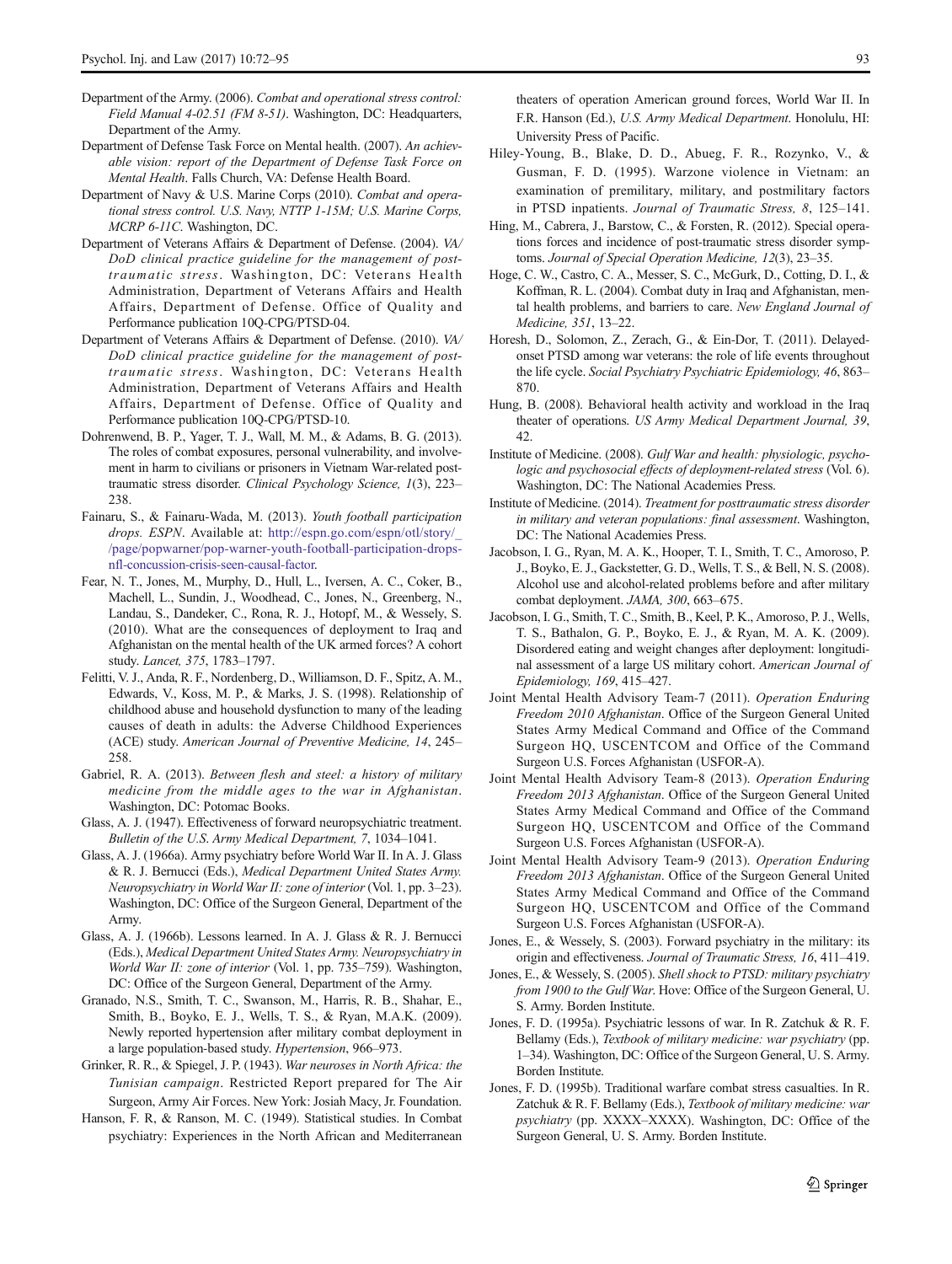Department of the Army. (2006). *Combat and operational stress control: Field Manual 4-02.51 (FM 8-51)*. Washington, DC: Headquarters, Department of the Army.

Department of Defense Task Force on Mental health. (2007). *An achievable vision: report of the Department of Defense Task Force on Mental Health*. Falls Church, VA: Defense Health Board.

Department of Navy & U.S. Marine Corps (2010). *Combat and operational stress control. U.S. Navy, NTTP 1-15M; U.S. Marine Corps, MCRP 6-11C*. Washington, DC.

Department of Veterans Affairs & Department of Defense. (2004). *VA/DoD clinical practice guideline for the management of post-traumatic stress*. Washington, DC: Veterans Health Administration, Department of Veterans Affairs and Health Affairs, Department of Defense. Office of Quality and Performance publication 10Q-CPG/PTSD-04.

Department of Veterans Affairs & Department of Defense. (2010). *VA/DoD clinical practice guideline for the management of post-traumatic stress*. Washington, DC: Veterans Health Administration, Department of Veterans Affairs and Health Affairs, Department of Defense. Office of Quality and Performance publication 10Q-CPG/PTSD-10.

Dohrenwend, B. P., Yager, T. J., Wall, M. M., & Adams, B. G. (2013). The roles of combat exposures, personal vulnerability, and involvement in harm to civilians or prisoners in Vietnam War-related post-traumatic stress disorder. *Clinical Psychology Science, 1*(3), 223–238.

Fainaru, S., & Fainaru-Wada, M. (2013). *Youth football participation drops. ESPN*. Available at: http://espn.go.com/espn/otl/story/_/page/popwarner/pop-warner-youth-football-participation-drops-nfl-concussion-crisis-seen-causal-factor.

Fear, N. T., Jones, M., Murphy, D., Hull, L., Iversen, A. C., Coker, B., Machell, L., Sundin, J., Woodhead, C., Jones, N., Greenberg, N., Landau, S., Dandeker, C., Rona, R. J., Hotopf, M., & Wessely, S. (2010). What are the consequences of deployment to Iraq and Afghanistan on the mental health of the UK armed forces? A cohort study. *Lancet, 375*, 1783–1797.

Felitti, V. J., Anda, R. F., Nordenberg, D., Williamson, D. F., Spitz, A. M., Edwards, V., Koss, M. P., & Marks, J. S. (1998). Relationship of childhood abuse and household dysfunction to many of the leading causes of death in adults: the Adverse Childhood Experiences (ACE) study. *American Journal of Preventive Medicine, 14*, 245–258.

Gabriel, R. A. (2013). *Between flesh and steel: a history of military medicine from the middle ages to the war in Afghanistan*. Washington, DC: Potomac Books.

Glass, A. J. (1947). Effectiveness of forward neuropsychiatric treatment. *Bulletin of the U.S. Army Medical Department, 7*, 1034–1041.

Glass, A. J. (1966a). Army psychiatry before World War II. In A. J. Glass & R. J. Bernucci (Eds.), *Medical Department United States Army. Neuropsychiatry in World War II: zone of interior* (Vol. 1, pp. 3–23). Washington, DC: Office of the Surgeon General, Department of the Army.

Glass, A. J. (1966b). Lessons learned. In A. J. Glass & R. J. Bernucci (Eds.), *Medical Department United States Army. Neuropsychiatry in World War II: zone of interior* (Vol. 1, pp. 735–759). Washington, DC: Office of the Surgeon General, Department of the Army.

Granado, N.S., Smith, T. C., Swanson, M., Harris, R. B., Shahar, E., Smith, B., Boyko, E. J., Wells, T. S., & Ryan, M.A.K. (2009). Newly reported hypertension after military combat deployment in a large population-based study. *Hypertension*, 966–973.

Grinker, R. R., & Spiegel, J. P. (1943). *War neuroses in North Africa: the Tunisian campaign*. Restricted Report prepared for The Air Surgeon, Army Air Forces. New York: Josiah Macy, Jr. Foundation.

Hanson, F. R, & Ranson, M. C. (1949). Statistical studies. In Combat psychiatry: Experiences in the North African and Mediterranean theaters of operation American ground forces, World War II. In F.R. Hanson (Ed.), *U.S. Army Medical Department*. Honolulu, HI: University Press of Pacific.

Hiley-Young, B., Blake, D. D., Abueg, F. R., Rozynko, V., & Gusman, F. D. (1995). Warzone violence in Vietnam: an examination of premilitary, military, and postmilitary factors in PTSD inpatients. *Journal of Traumatic Stress, 8*, 125–141.

Hing, M., Cabrera, J., Barstow, C., & Forsten, R. (2012). Special operations forces and incidence of post-traumatic stress disorder symptoms. *Journal of Special Operation Medicine, 12*(3), 23–35.

Hoge, C. W., Castro, C. A., Messer, S. C., McGurk, D., Cotting, D. I., & Koffman, R. L. (2004). Combat duty in Iraq and Afghanistan, mental health problems, and barriers to care. *New England Journal of Medicine, 351*, 13–22.

Horesh, D., Solomon, Z., Zerach, G., & Ein-Dor, T. (2011). Delayed-onset PTSD among war veterans: the role of life events throughout the life cycle. *Social Psychiatry Psychiatric Epidemiology, 46*, 863–870.

Hung, B. (2008). Behavioral health activity and workload in the Iraq theater of operations. *US Army Medical Department Journal, 39*, 42.

Institute of Medicine. (2008). *Gulf War and health: physiologic, psychologic and psychosocial effects of deployment-related stress* (Vol. 6). Washington, DC: The National Academies Press.

Institute of Medicine. (2014). *Treatment for posttraumatic stress disorder in military and veteran populations: final assessment*. Washington, DC: The National Academies Press.

Jacobson, I. G., Ryan, M. A. K., Hooper, T. I., Smith, T. C., Amoroso, P. J., Boyko, E. J., Gackstetter, G. D., Wells, T. S., & Bell, N. S. (2008). Alcohol use and alcohol-related problems before and after military combat deployment. *JAMA, 300*, 663–675.

Jacobson, I. G., Smith, T. C., Smith, B., Keel, P. K., Amoroso, P. J., Wells, T. S., Bathalon, G. P., Boyko, E. J., & Ryan, M. A. K. (2009). Disordered eating and weight changes after deployment: longitudinal assessment of a large US military cohort. *American Journal of Epidemiology, 169*, 415–427.

Joint Mental Health Advisory Team-7 (2011). *Operation Enduring Freedom 2010 Afghanistan*. Office of the Surgeon General United States Army Medical Command and Office of the Command Surgeon HQ, USCENTCOM and Office of the Command Surgeon U.S. Forces Afghanistan (USFOR-A).

Joint Mental Health Advisory Team-8 (2013). *Operation Enduring Freedom 2013 Afghanistan*. Office of the Surgeon General United States Army Medical Command and Office of the Command Surgeon HQ, USCENTCOM and Office of the Command Surgeon U.S. Forces Afghanistan (USFOR-A).

Joint Mental Health Advisory Team-9 (2013). *Operation Enduring Freedom 2013 Afghanistan*. Office of the Surgeon General United States Army Medical Command and Office of the Command Surgeon HQ, USCENTCOM and Office of the Command Surgeon U.S. Forces Afghanistan (USFOR-A).

Jones, E., & Wessely, S. (2003). Forward psychiatry in the military: its origin and effectiveness. *Journal of Traumatic Stress, 16*, 411–419.

Jones, E., & Wessely, S. (2005). *Shell shock to PTSD: military psychiatry from 1900 to the Gulf War*. Hove: Office of the Surgeon General, U. S. Army. Borden Institute.

Jones, F. D. (1995a). Psychiatric lessons of war. In R. F. Zatchuk & R. F. Bellamy (Eds.), *Textbook of military medicine: war psychiatry* (pp. 1–34). Washington, DC: Office of the Surgeon General, U. S. Army. Borden Institute.

Jones, F. D. (1995b). Traditional warfare combat stress casualties. In R. Zatchuk & R. F. Bellamy (Eds.), *Textbook of military medicine: war psychiatry* (pp. XXXX–XXXX). Washington, DC: Office of the Surgeon General, U. S. Army. Borden Institute.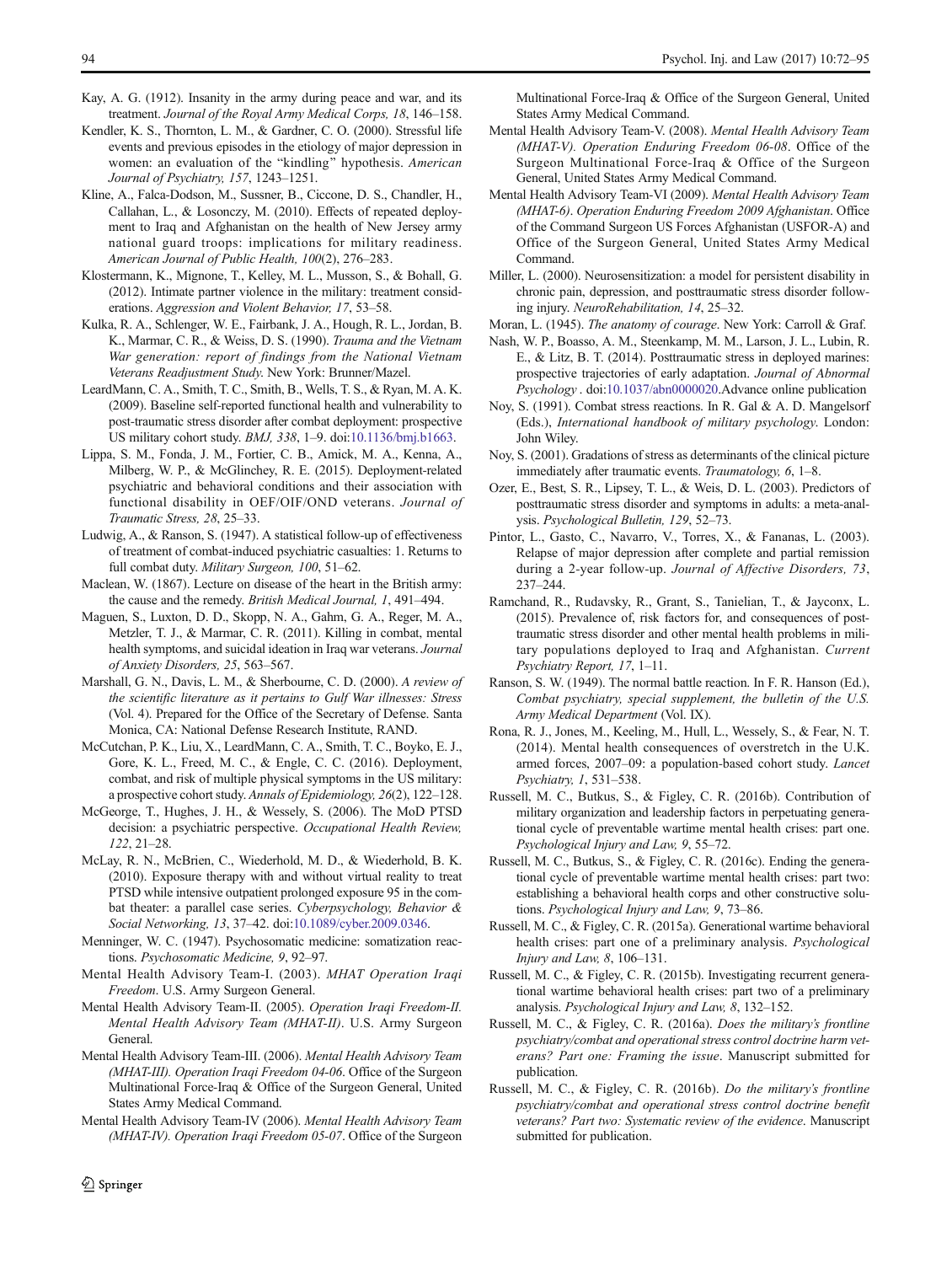Kay, A. G. (1912). Insanity in the army during peace and war, and its treatment. *Journal of the Royal Army Medical Corps, 18*, 146–158.

Kendler, K. S., Thornton, L. M., & Gardner, C. O. (2000). Stressful life events and previous episodes in the etiology of major depression in women: an evaluation of the "kindling" hypothesis. *American Journal of Psychiatry, 157*, 1243–1251.

Kline, A., Falca-Dodson, M., Sussner, B., Ciccone, D. S., Chandler, H., Callahan, L., & Losonczy, M. (2010). Effects of repeated deployment to Iraq and Afghanistan on the health of New Jersey army national guard troops: implications for military readiness. *American Journal of Public Health, 100*(2), 276–283.

Klostermann, K., Mignone, T., Kelley, M. L., Musson, S., & Bohall, G. (2012). Intimate partner violence in the military: treatment considerations. *Aggression and Violent Behavior, 17*, 53–58.

Kulka, R. A., Schlenger, W. E., Fairbank, J. A., Hough, R. L., Jordan, B. K., Marmar, C. R., & Weiss, D. S. (1990). *Trauma and the Vietnam War generation: report of findings from the National Vietnam Veterans Readjustment Study*. New York: Brunner/Mazel.

LeardMann, C. A., Smith, T. C., Smith, B., Wells, T. S., & Ryan, M. A. K. (2009). Baseline self-reported functional health and vulnerability to post-traumatic stress disorder after combat deployment: prospective US military cohort study. *BMJ, 338*, 1–9. doi:10.1136/bmj.b1663.

Lippa, S. M., Fonda, J. M., Fortier, C. B., Amick, M. A., Kenna, A., Milberg, W. P., & McGlinchey, R. E. (2015). Deployment-related psychiatric and behavioral conditions and their association with functional disability in OEF/OIF/OND veterans. *Journal of Traumatic Stress, 28*, 25–33.

Ludwig, A., & Ranson, S. (1947). A statistical follow-up of effectiveness of treatment of combat-induced psychiatric casualties: 1. Returns to full combat duty. *Military Surgeon, 100*, 51–62.

Maclean, W. (1867). Lecture on disease of the heart in the British army: the cause and the remedy. *British Medical Journal, 1*, 491–494.

Maguen, S., Luxton, D. D., Skopp, N. A., Gahm, G. A., Reger, M. A., Metzler, T. J., & Marmar, C. R. (2011). Killing in combat, mental health symptoms, and suicidal ideation in Iraq war veterans. *Journal of Anxiety Disorders, 25*, 563–567.

Marshall, G. N., Davis, L. M., & Sherbourne, C. D. (2000). *A review of the scientific literature as it pertains to Gulf War illnesses: Stress* (Vol. 4). Prepared for the Office of the Secretary of Defense. Santa Monica, CA: National Defense Research Institute, RAND.

McCutchan, P. K., Liu, X., LeardMann, C. A., Smith, T. C., Boyko, E. J., Gore, K. L., Freed, M. C., & Engle, C. C. (2016). Deployment, combat, and risk of multiple physical symptoms in the US military: a prospective cohort study. *Annals of Epidemiology, 26*(2), 122–128.

McGeorge, T., Hughes, J. H., & Wessely, S. (2006). The MoD PTSD decision: a psychiatric perspective. *Occupational Health Review, 122*, 21–28.

McLay, R. N., McBrien, C., Wiederhold, M. D., & Wiederhold, B. K. (2010). Exposure therapy with and without virtual reality to treat PTSD while intensive outpatient prolonged exposure 95 in the combat theater: a parallel case series. *Cyberpsychology, Behavior & Social Networking, 13*, 37–42. doi:10.1089/cyber.2009.0346.

Menninger, W. C. (1947). Psychosomatic medicine: somatization reactions. *Psychosomatic Medicine, 9*, 92–97.

Mental Health Advisory Team-I. (2003). *MHAT Operation Iraqi Freedom*. U.S. Army Surgeon General.

Mental Health Advisory Team-II. (2005). *Operation Iraqi Freedom-II. Mental Health Advisory Team (MHAT-II)*. U.S. Army Surgeon General.

Mental Health Advisory Team-III. (2006). *Mental Health Advisory Team (MHAT-III). Operation Iraqi Freedom 04-06*. Office of the Surgeon Multinational Force-Iraq & Office of the Surgeon General, United States Army Medical Command.

Mental Health Advisory Team-IV (2006). *Mental Health Advisory Team (MHAT-IV). Operation Iraqi Freedom 05-07*. Office of the Surgeon Multinational Force-Iraq & Office of the Surgeon General, United States Army Medical Command.

Mental Health Advisory Team-V. (2008). *Mental Health Advisory Team (MHAT-V). Operation Enduring Freedom 06-08*. Office of the Surgeon Multinational Force-Iraq & Office of the Surgeon General, United States Army Medical Command.

Mental Health Advisory Team-VI (2009). *Mental Health Advisory Team (MHAT-6). Operation Enduring Freedom 2009 Afghanistan*. Office of the Command Surgeon US Forces Afghanistan (USFOR-A) and Office of the Surgeon General, United States Army Medical Command.

Miller, L. (2000). Neurosensitization: a model for persistent disability in chronic pain, depression, and posttraumatic stress disorder following injury. *NeuroRehabilitation, 14*, 25–32.

Moran, L. (1945). *The anatomy of courage*. New York: Carroll & Graf.

Nash, W. P., Boasso, A. M., Steenkamp, M. M., Larson, J. L., Lubin, R. E., & Litz, B. T. (2014). Posttraumatic stress in deployed marines: prospective trajectories of early adaptation. *Journal of Abnormal Psychology*. doi:10.1037/abn0000020.Advance online publication

Noy, S. (1991). Combat stress reactions. In R. Gal & A. D. Mangelsorf (Eds.), *International handbook of military psychology*. London: John Wiley.

Noy, S. (2001). Gradations of stress as determinants of the clinical picture immediately after traumatic events. *Traumatology, 6*, 1–8.

Ozer, E., Best, S. R., Lipsey, T. L., & Weis, D. L. (2003). Predictors of posttraumatic stress disorder and symptoms in adults: a meta-analysis. *Psychological Bulletin, 129*, 52–73.

Pintor, L., Gasto, C., Navarro, V., Torres, X., & Fananas, L. (2003). Relapse of major depression after complete and partial remission during a 2-year follow-up. *Journal of Affective Disorders, 73*, 237–244.

Ramchand, R., Rudavsky, R., Grant, S., Tanielian, T., & Jayconx, L. (2015). Prevalence of, risk factors for, and consequences of posttraumatic stress disorder and other mental health problems in military populations deployed to Iraq and Afghanistan. *Current Psychiatry Report, 17*, 1–11.

Ranson, S. W. (1949). The normal battle reaction. In F. R. Hanson (Ed.), *Combat psychiatry, special supplement, the bulletin of the U.S. Army Medical Department* (Vol. IX).

Rona, R. J., Jones, M., Keeling, M., Hull, L., Wessely, S., & Fear, N. T. (2014). Mental health consequences of overstretch in the U.K. armed forces, 2007–09: a population-based cohort study. *Lancet Psychiatry, 1*, 531–538.

Russell, M. C., Butkus, S., & Figley, C. R. (2016b). Contribution of military organization and leadership factors in perpetuating generational cycle of preventable wartime mental health crises: part one. *Psychological Injury and Law, 9*, 55–72.

Russell, M. C., Butkus, S., & Figley, C. R. (2016c). Ending the generational cycle of preventable wartime mental health crises: part two: establishing a behavioral health corps and other constructive solutions. *Psychological Injury and Law, 9*, 73–86.

Russell, M. C., & Figley, C. R. (2015a). Generational wartime behavioral health crises: part one of a preliminary analysis. *Psychological Injury and Law, 8*, 106–131.

Russell, M. C., & Figley, C. R. (2015b). Investigating recurrent generational wartime behavioral health crises: part two of a preliminary analysis. *Psychological Injury and Law, 8*, 132–152.

Russell, M. C., & Figley, C. R. (2016a). *Does the military's frontline psychiatry/combat and operational stress control doctrine harm veterans? Part one: Framing the issue*. Manuscript submitted for publication.

Russell, M. C., & Figley, C. R. (2016b). *Do the military's frontline psychiatry/combat and operational stress control doctrine benefit veterans? Part two: Systematic review of the evidence*. Manuscript submitted for publication.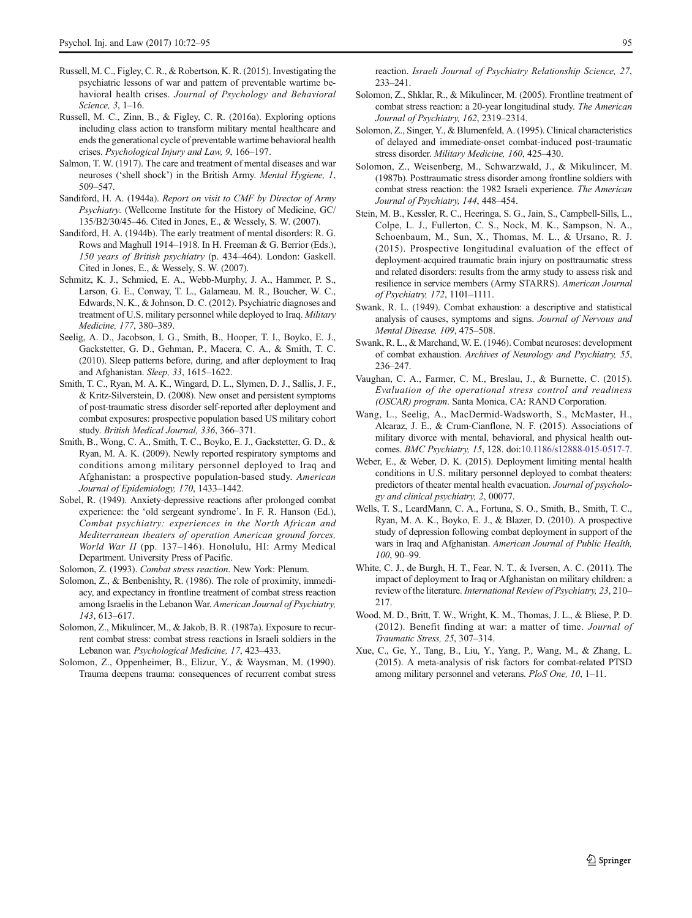Russell, M. C., Figley, C. R., & Robertson, K. R. (2015). Investigating the psychiatric lessons of war and pattern of preventable wartime behavioral health crises. *Journal of Psychology and Behavioral Science, 3*, 1–16.

Russell, M. C., Zinn, B., & Figley, C. R. (2016a). Exploring options including class action to transform military mental healthcare and ends the generational cycle of preventable wartime behavioral health crises. *Psychological Injury and Law, 9*, 166–197.

Salmon, T. W. (1917). The care and treatment of mental diseases and war neuroses ('shell shock') in the British Army. *Mental Hygiene, 1*, 509–547.

Sandiford, H. A. (1944a). *Report on visit to CMF by Director of Army Psychiatry.* (Wellcome Institute for the History of Medicine, GC/135/B2/30/45–46. Cited in Jones, E., & Wessely, S. W. (2007).

Sandiford, H. A. (1944b). The early treatment of mental disorders: R. G. Rows and Maghull 1914–1918. In H. Freeman & G. Berrior (Eds.), *150 years of British psychiatry* (p. 434–464). London: Gaskell. Cited in Jones, E., & Wessely, S. W. (2007).

Schmitz, K. J., Schmied, E. A., Webb-Murphy, J. A., Hammer, P. S., Larson, G. E., Conway, T. L., Galameau, M. R., Boucher, W. C., Edwards, N. K., & Johnson, D. C. (2012). Psychiatric diagnoses and treatment of U.S. military personnel while deployed to Iraq. *Military Medicine, 177*, 380–389.

Seelig, A. D., Jacobson, I. G., Smith, B., Hooper, T. I., Boyko, E. J., Gackstetter, G. D., Gehman, P., Macera, C. A., & Smith, T. C. (2010). Sleep patterns before, during, and after deployment to Iraq and Afghanistan. *Sleep, 33*, 1615–1622.

Smith, T. C., Ryan, M. A. K., Wingard, D. L., Slymen, D. J., Sallis, J. F., & Kritz-Silverstein, D. (2008). New onset and persistent symptoms of post-traumatic stress disorder self-reported after deployment and combat exposures: prospective population based US military cohort study. *British Medical Journal, 336*, 366–371.

Smith, B., Wong, C. A., Smith, T. C., Boyko, E. J., Gackstetter, G. D., & Ryan, M. A. K. (2009). Newly reported respiratory symptoms and conditions among military personnel deployed to Iraq and Afghanistan: a prospective population-based study. *American Journal of Epidemiology, 170*, 1433–1442.

Sobel, R. (1949). Anxiety-depressive reactions after prolonged combat experience: the 'old sergeant syndrome'. In F. R. Hanson (Ed.), *Combat psychiatry: experiences in the North African and Mediterranean theaters of operation American ground forces, World War II* (pp. 137–146). Honolulu, HI: Army Medical Department. University Press of Pacific.

Solomon, Z. (1993). *Combat stress reaction*. New York: Plenum.

Solomon, Z., & Benbenishty, R. (1986). The role of proximity, immediacy, and expectancy in frontline treatment of combat stress reaction among Israelis in the Lebanon War. *American Journal of Psychiatry, 143*, 613–617.

Solomon, Z., Mikulincer, M., & Jakob, B. R. (1987a). Exposure to recurrent combat stress: combat stress reactions in Israeli soldiers in the Lebanon war. *Psychological Medicine, 17*, 423–433.

Solomon, Z., Oppenheimer, B., Elizur, Y., & Waysman, M. (1990). Trauma deepens trauma: consequences of recurrent combat stress reaction. *Israeli Journal of Psychiatry Relationship Science, 27*, 233–241.

Solomon, Z., Shklar, R., & Mikulincer, M. (2005). Frontline treatment of combat stress reaction: a 20-year longitudinal study. *The American Journal of Psychiatry, 162*, 2319–2314.

Solomon, Z., Singer, Y., & Blumenfeld, A. (1995). Clinical characteristics of delayed and immediate-onset combat-induced post-traumatic stress disorder. *Military Medicine, 160*, 425–430.

Solomon, Z., Weisenberg, M., Schwarzwald, J., & Mikulincer, M. (1987b). Posttraumatic stress disorder among frontline soldiers with combat stress reaction: the 1982 Israeli experience. *The American Journal of Psychiatry, 144*, 448–454.

Stein, M. B., Kessler, R. C., Heeringa, S. G., Jain, S., Campbell-Sills, L., Colpe, L. J., Fullerton, C. S., Nock, M. K., Sampson, N. A., Schoenbaum, M., Sun, X., Thomas, M. L., & Ursano, R. J. (2015). Prospective longitudinal evaluation of the effect of deployment-acquired traumatic brain injury on posttraumatic stress and related disorders: results from the army study to assess risk and resilience in service members (Army STARRS). *American Journal of Psychiatry, 172*, 1101–1111.

Swank, R. L. (1949). Combat exhaustion: a descriptive and statistical analysis of causes, symptoms and signs. *Journal of Nervous and Mental Disease, 109*, 475–508.

Swank, R. L., & Marchand, W. E. (1946). Combat neuroses: development of combat exhaustion. *Archives of Neurology and Psychiatry, 55*, 236–247.

Vaughan, C. A., Farmer, C. M., Breslau, J., & Burnette, C. (2015). *Evaluation of the operational stress control and readiness (OSCAR) program*. Santa Monica, CA: RAND Corporation.

Wang, L., Seelig, A., MacDermid-Wadsworth, S., McMaster, H., Alcaraz, J. E., & Crum-Cianflone, N. F. (2015). Associations of military divorce with mental, behavioral, and physical health outcomes. *BMC Psychiatry, 15*, 128. doi:10.1186/s12888-015-0517-7.

Weber, E., & Weber, D. K. (2015). Deployment limiting mental health conditions in U.S. military personnel deployed to combat theaters: predictors of theater mental health evacuation. *Journal of psychology and clinical psychiatry, 2*, 00077.

Wells, T. S., LeardMann, C. A., Fortuna, S. O., Smith, B., Smith, T. C., Ryan, M. A. K., Boyko, E. J., & Blazer, D. (2010). A prospective study of depression following combat deployment in support of the wars in Iraq and Afghanistan. *American Journal of Public Health, 100*, 90–99.

White, C. J., de Burgh, H. T., Fear, N. T., & Iversen, A. C. (2011). The impact of deployment to Iraq or Afghanistan on military children: a review of the literature. *International Review of Psychiatry, 23*, 210–217.

Wood, M. D., Britt, T. W., Wright, K. M., Thomas, J. L., & Bliese, P. D. (2012). Benefit finding at war: a matter of time. *Journal of Traumatic Stress, 25*, 307–314.

Xue, C., Ge, Y., Tang, B., Liu, Y., Yang, P., Wang, M., & Zhang, L. (2015). A meta-analysis of risk factors for combat-related PTSD among military personnel and veterans. *PloS One, 10*, 1–11.